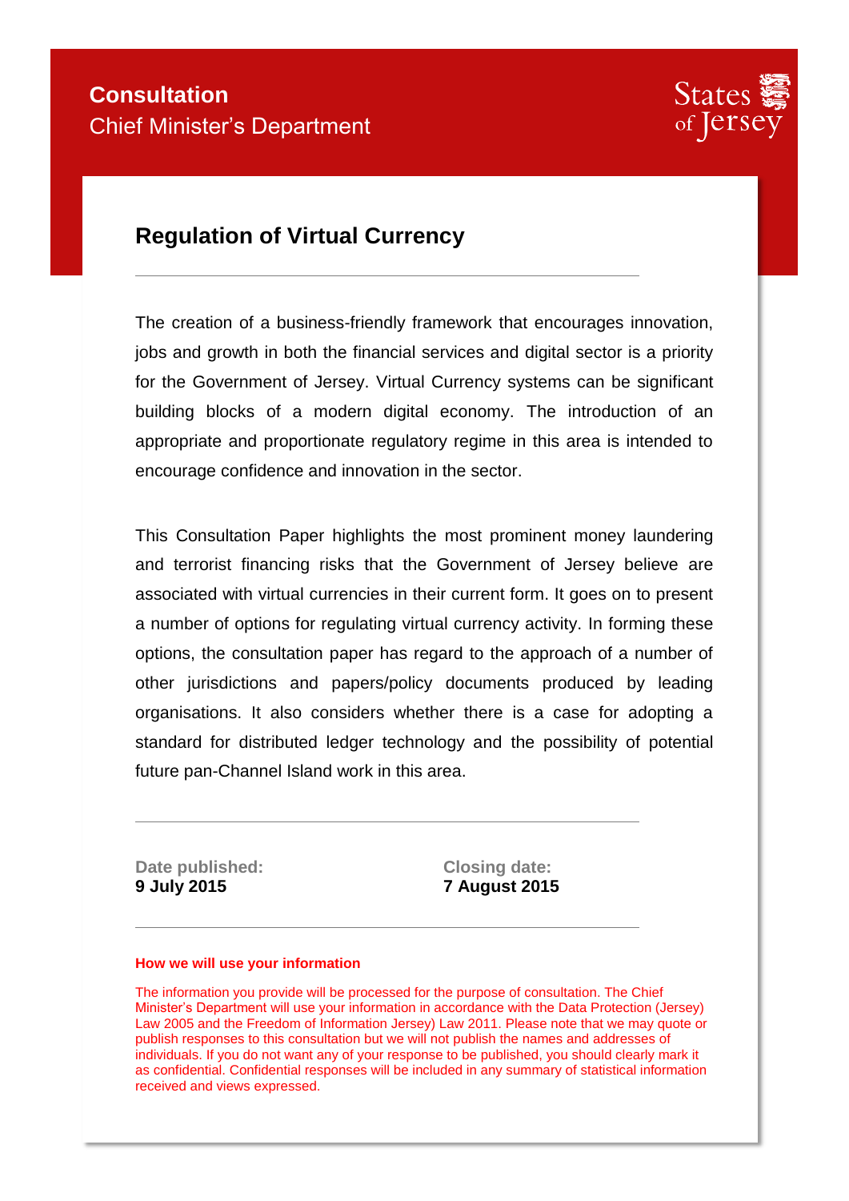**Consultation**
Chief Minister's Department

States of Jersey

# Regulation of Virtual Currency

The creation of a business-friendly framework that encourages innovation, jobs and growth in both the financial services and digital sector is a priority for the Government of Jersey. Virtual Currency systems can be significant building blocks of a modern digital economy. The introduction of an appropriate and proportionate regulatory regime in this area is intended to encourage confidence and innovation in the sector.

This Consultation Paper highlights the most prominent money laundering and terrorist financing risks that the Government of Jersey believe are associated with virtual currencies in their current form. It goes on to present a number of options for regulating virtual currency activity. In forming these options, the consultation paper has regard to the approach of a number of other jurisdictions and papers/policy documents produced by leading organisations. It also considers whether there is a case for adopting a standard for distributed ledger technology and the possibility of potential future pan-Channel Island work in this area.

**Date published:**
**9 July 2015**

**Closing date:**
**7 August 2015**

**How we will use your information**

The information you provide will be processed for the purpose of consultation. The Chief Minister's Department will use your information in accordance with the Data Protection (Jersey) Law 2005 and the Freedom of Information Jersey) Law 2011. Please note that we may quote or publish responses to this consultation but we will not publish the names and addresses of individuals. If you do not want any of your response to be published, you should clearly mark it as confidential. Confidential responses will be included in any summary of statistical information received and views expressed.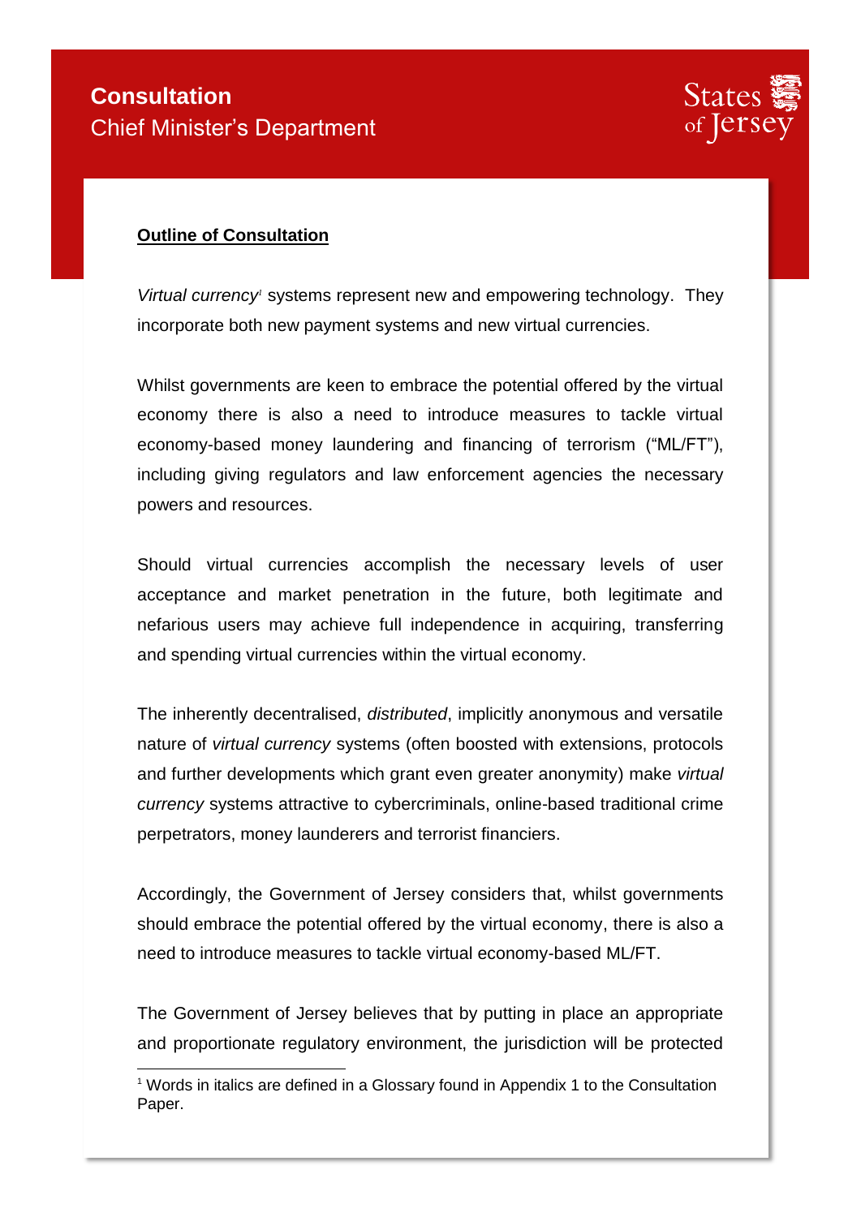# Consultation

Chief Minister's Department

**Outline of Consultation**

*Virtual currency*[1] systems represent new and empowering technology. They incorporate both new payment systems and new virtual currencies.

Whilst governments are keen to embrace the potential offered by the virtual economy there is also a need to introduce measures to tackle virtual economy-based money laundering and financing of terrorism ("ML/FT"), including giving regulators and law enforcement agencies the necessary powers and resources.

Should virtual currencies accomplish the necessary levels of user acceptance and market penetration in the future, both legitimate and nefarious users may achieve full independence in acquiring, transferring and spending virtual currencies within the virtual economy.

The inherently decentralised, *distributed*, implicitly anonymous and versatile nature of *virtual currency* systems (often boosted with extensions, protocols and further developments which grant even greater anonymity) make *virtual currency* systems attractive to cybercriminals, online-based traditional crime perpetrators, money launderers and terrorist financiers.

Accordingly, the Government of Jersey considers that, whilst governments should embrace the potential offered by the virtual economy, there is also a need to introduce measures to tackle virtual economy-based ML/FT.

The Government of Jersey believes that by putting in place an appropriate and proportionate regulatory environment, the jurisdiction will be protected

[1] Words in italics are defined in a Glossary found in Appendix 1 to the Consultation Paper.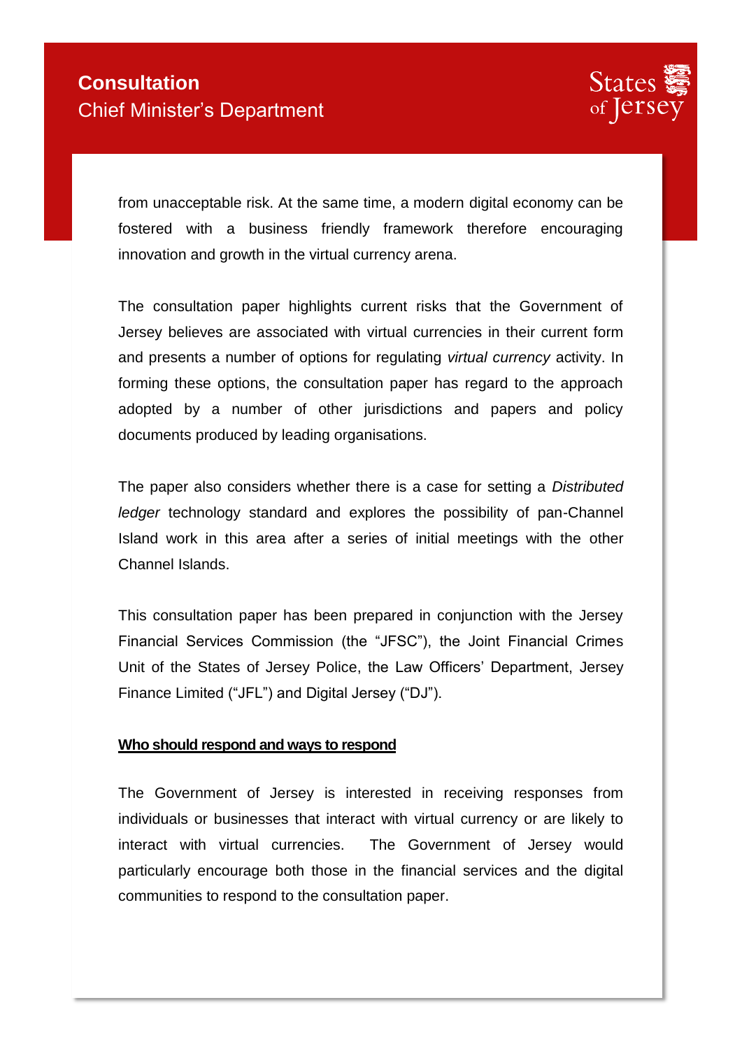from unacceptable risk. At the same time, a modern digital economy can be fostered with a business friendly framework therefore encouraging innovation and growth in the virtual currency arena.

The consultation paper highlights current risks that the Government of Jersey believes are associated with virtual currencies in their current form and presents a number of options for regulating *virtual currency* activity. In forming these options, the consultation paper has regard to the approach adopted by a number of other jurisdictions and papers and policy documents produced by leading organisations.

The paper also considers whether there is a case for setting a *Distributed ledger* technology standard and explores the possibility of pan-Channel Island work in this area after a series of initial meetings with the other Channel Islands.

This consultation paper has been prepared in conjunction with the Jersey Financial Services Commission (the "JFSC"), the Joint Financial Crimes Unit of the States of Jersey Police, the Law Officers' Department, Jersey Finance Limited ("JFL") and Digital Jersey ("DJ").

**<u>Who should respond and ways to respond</u>**

The Government of Jersey is interested in receiving responses from individuals or businesses that interact with virtual currency or are likely to interact with virtual currencies. The Government of Jersey would particularly encourage both those in the financial services and the digital communities to respond to the consultation paper.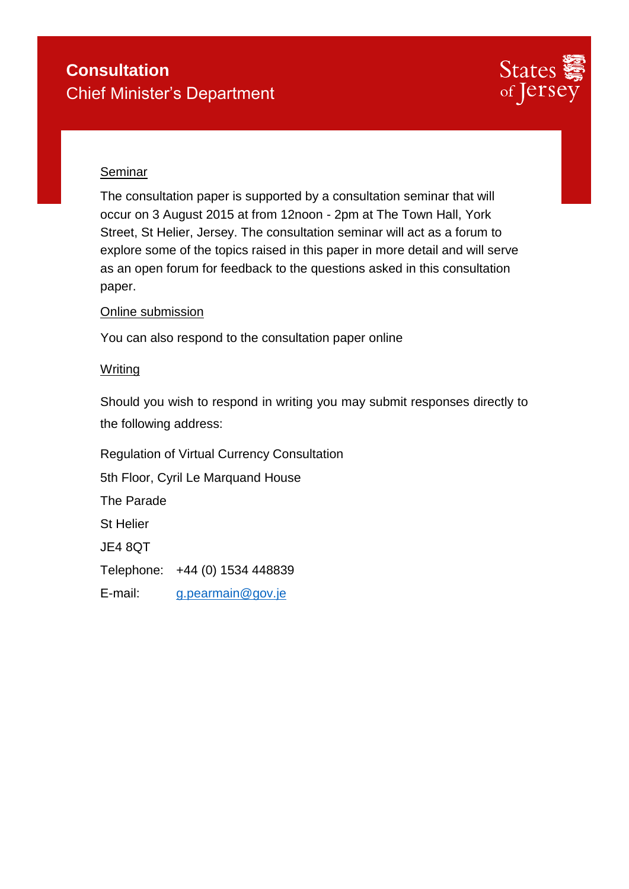Seminar

The consultation paper is supported by a consultation seminar that will occur on 3 August 2015 at from 12noon - 2pm at The Town Hall, York Street, St Helier, Jersey. The consultation seminar will act as a forum to explore some of the topics raised in this paper in more detail and will serve as an open forum for feedback to the questions asked in this consultation paper.

Online submission

You can also respond to the consultation paper online

Writing

Should you wish to respond in writing you may submit responses directly to the following address:

Regulation of Virtual Currency Consultation
5th Floor, Cyril Le Marquand House
The Parade
St Helier
JE4 8QT

Telephone: +44 (0) 1534 448839

E-mail: g.pearmain@gov.je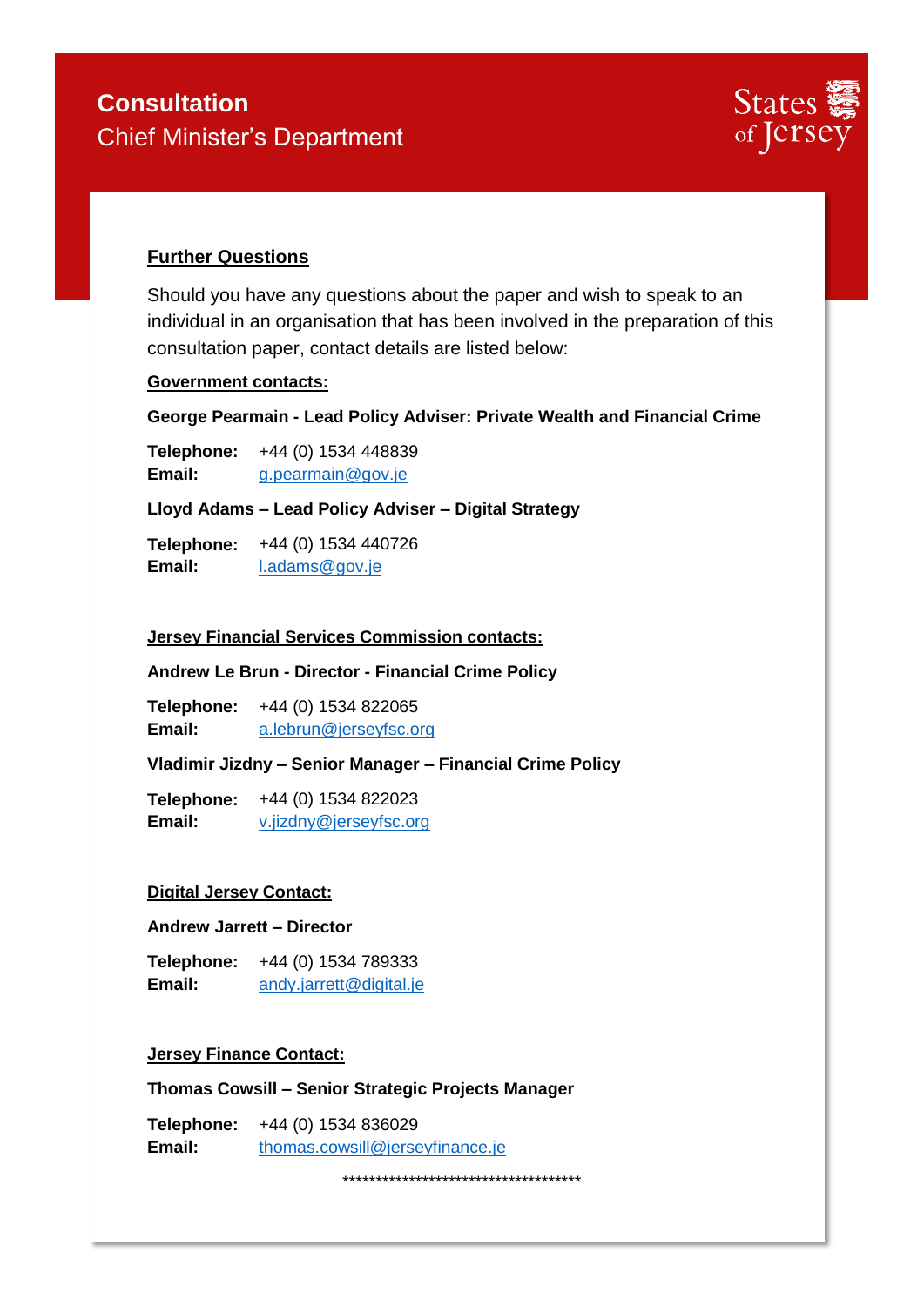## Further Questions

Should you have any questions about the paper and wish to speak to an individual in an organisation that has been involved in the preparation of this consultation paper, contact details are listed below:

### Government contacts:

**George Pearmain - Lead Policy Adviser: Private Wealth and Financial Crime**

**Telephone:** +44 (0) 1534 448839
**Email:** g.pearmain@gov.je

**Lloyd Adams – Lead Policy Adviser – Digital Strategy**

**Telephone:** +44 (0) 1534 440726
**Email:** l.adams@gov.je

### Jersey Financial Services Commission contacts:

**Andrew Le Brun - Director - Financial Crime Policy**

**Telephone:** +44 (0) 1534 822065
**Email:** a.lebrun@jerseyfsc.org

**Vladimir Jizdny – Senior Manager – Financial Crime Policy**

**Telephone:** +44 (0) 1534 822023
**Email:** v.jizdny@jerseyfsc.org

### Digital Jersey Contact:

**Andrew Jarrett – Director**

**Telephone:** +44 (0) 1534 789333
**Email:** andy.jarrett@digital.je

### Jersey Finance Contact:

**Thomas Cowsill – Senior Strategic Projects Manager**

**Telephone:** +44 (0) 1534 836029
**Email:** thomas.cowsill@jerseyfinance.je

**************************************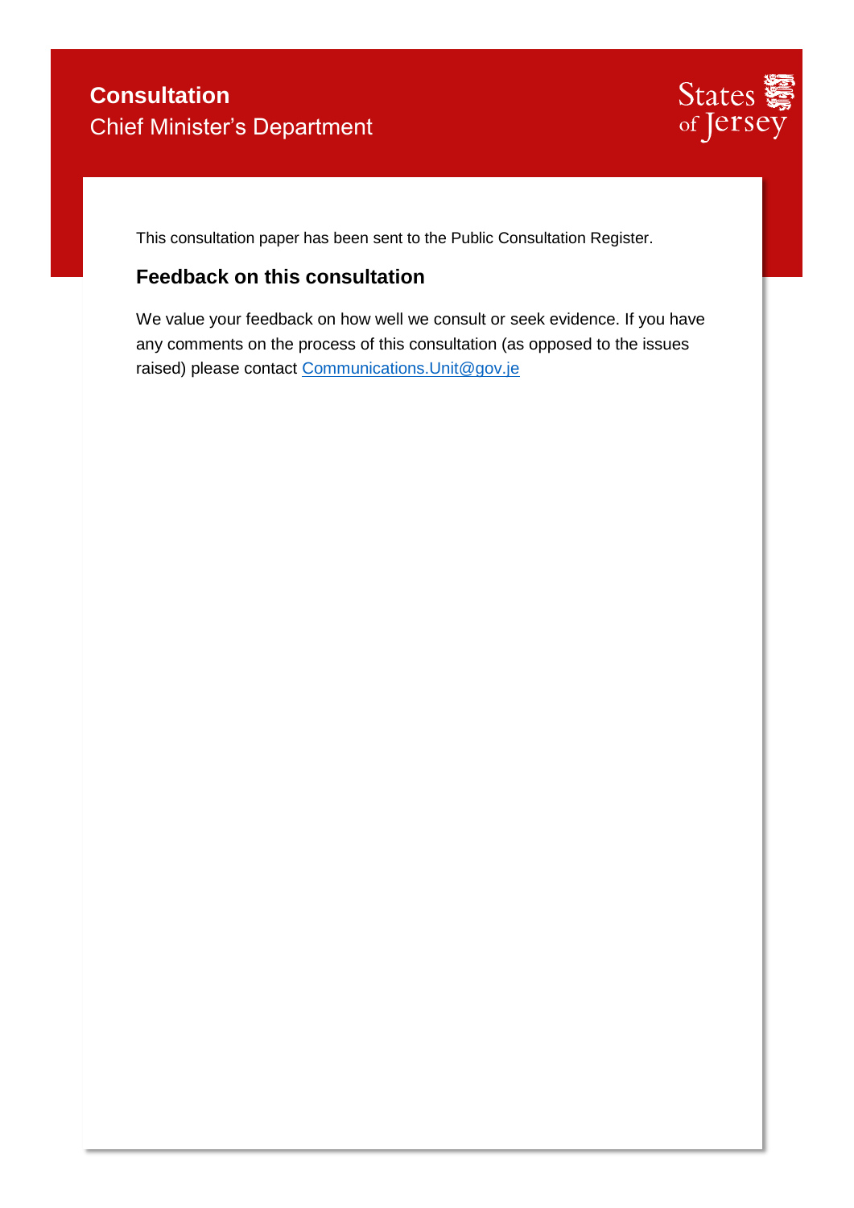**Consultation**
Chief Minister's Department

This consultation paper has been sent to the Public Consultation Register.

## Feedback on this consultation

We value your feedback on how well we consult or seek evidence. If you have any comments on the process of this consultation (as opposed to the issues raised) please contact Communications.Unit@gov.je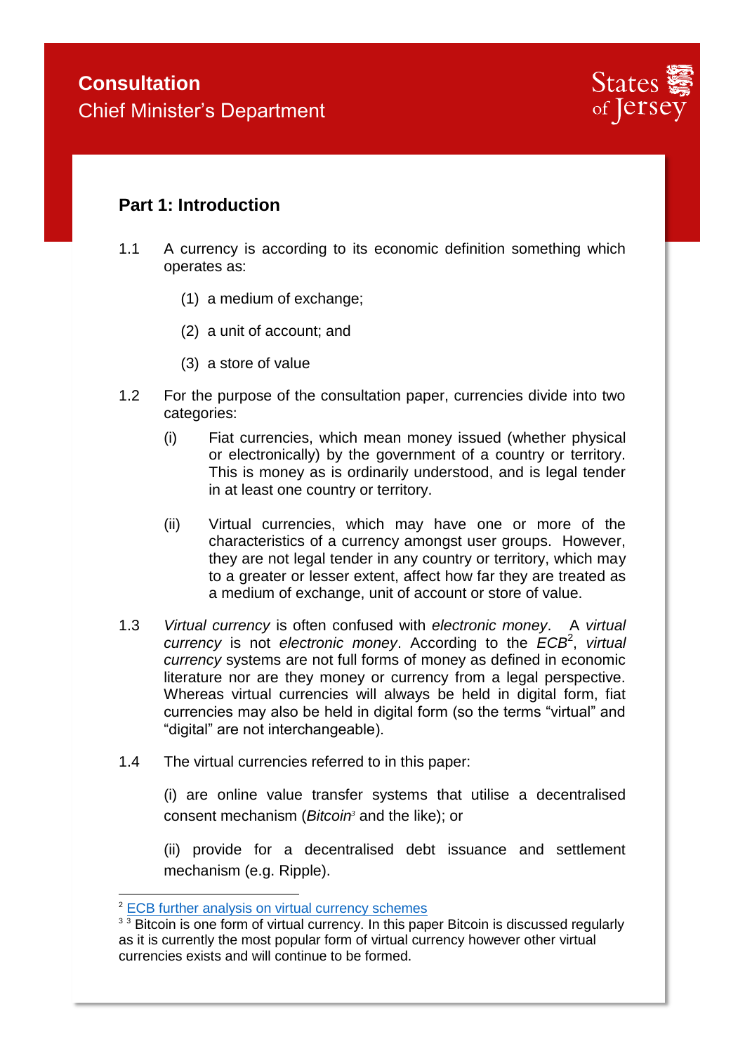Consultation

Chief Minister's Department

## Part 1: Introduction

1.1 A currency is according to its economic definition something which operates as:

(1) a medium of exchange;

(2) a unit of account; and

(3) a store of value

1.2 For the purpose of the consultation paper, currencies divide into two categories:

(i) Fiat currencies, which mean money issued (whether physical or electronically) by the government of a country or territory. This is money as is ordinarily understood, and is legal tender in at least one country or territory.

(ii) Virtual currencies, which may have one or more of the characteristics of a currency amongst user groups. However, they are not legal tender in any country or territory, which may to a greater or lesser extent, affect how far they are treated as a medium of exchange, unit of account or store of value.

1.3 *Virtual currency* is often confused with *electronic money*. A *virtual currency* is not *electronic money*. According to the *ECB*[2], *virtual currency* systems are not full forms of money as defined in economic literature nor are they money or currency from a legal perspective. Whereas virtual currencies will always be held in digital form, fiat currencies may also be held in digital form (so the terms "virtual" and "digital" are not interchangeable).

1.4 The virtual currencies referred to in this paper:

(i) are online value transfer systems that utilise a decentralised consent mechanism (*Bitcoin*[3] and the like); or

(ii) provide for a decentralised debt issuance and settlement mechanism (e.g. Ripple).

[2] ECB further analysis on virtual currency schemes

[3] Bitcoin is one form of virtual currency. In this paper Bitcoin is discussed regularly as it is currently the most popular form of virtual currency however other virtual currencies exists and will continue to be formed.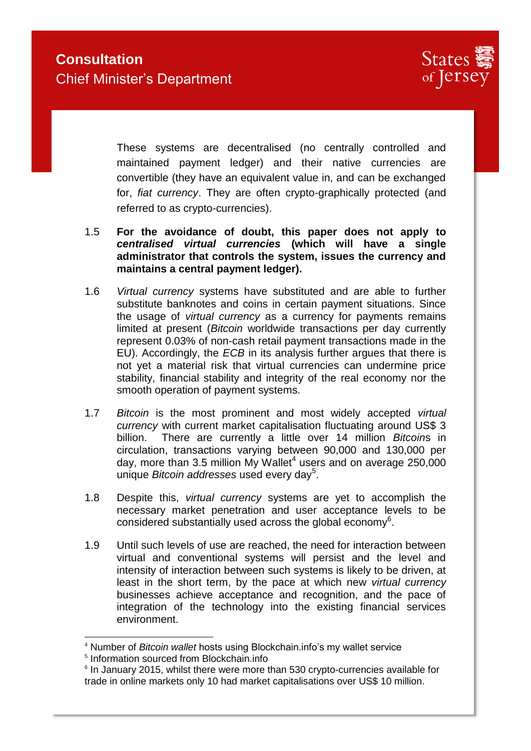These systems are decentralised (no centrally controlled and maintained payment ledger) and their native currencies are convertible (they have an equivalent value in, and can be exchanged for, *fiat currency*. They are often crypto-graphically protected (and referred to as crypto-currencies).

1.5 **For the avoidance of doubt, this paper does not apply to *centralised virtual currencies* (which will have a single administrator that controls the system, issues the currency and maintains a central payment ledger).**

1.6 *Virtual currency* systems have substituted and are able to further substitute banknotes and coins in certain payment situations. Since the usage of *virtual currency* as a currency for payments remains limited at present (*Bitcoin* worldwide transactions per day currently represent 0.03% of non-cash retail payment transactions made in the EU). Accordingly, the *ECB* in its analysis further argues that there is not yet a material risk that virtual currencies can undermine price stability, financial stability and integrity of the real economy nor the smooth operation of payment systems.

1.7 *Bitcoin* is the most prominent and most widely accepted *virtual currency* with current market capitalisation fluctuating around US$ 3 billion. There are currently a little over 14 million *Bitcoin*s in circulation, transactions varying between 90,000 and 130,000 per day, more than 3.5 million My Wallet[4] users and on average 250,000 unique *Bitcoin addresses* used every day[5].

1.8 Despite this, *virtual currency* systems are yet to accomplish the necessary market penetration and user acceptance levels to be considered substantially used across the global economy[6].

1.9 Until such levels of use are reached, the need for interaction between virtual and conventional systems will persist and the level and intensity of interaction between such systems is likely to be driven, at least in the short term, by the pace at which new *virtual currency* businesses achieve acceptance and recognition, and the pace of integration of the technology into the existing financial services environment.

---

[4] Number of *Bitcoin wallet* hosts using Blockchain.info's my wallet service

[5] Information sourced from Blockchain.info

[6] In January 2015, whilst there were more than 530 crypto-currencies available for trade in online markets only 10 had market capitalisations over US$ 10 million.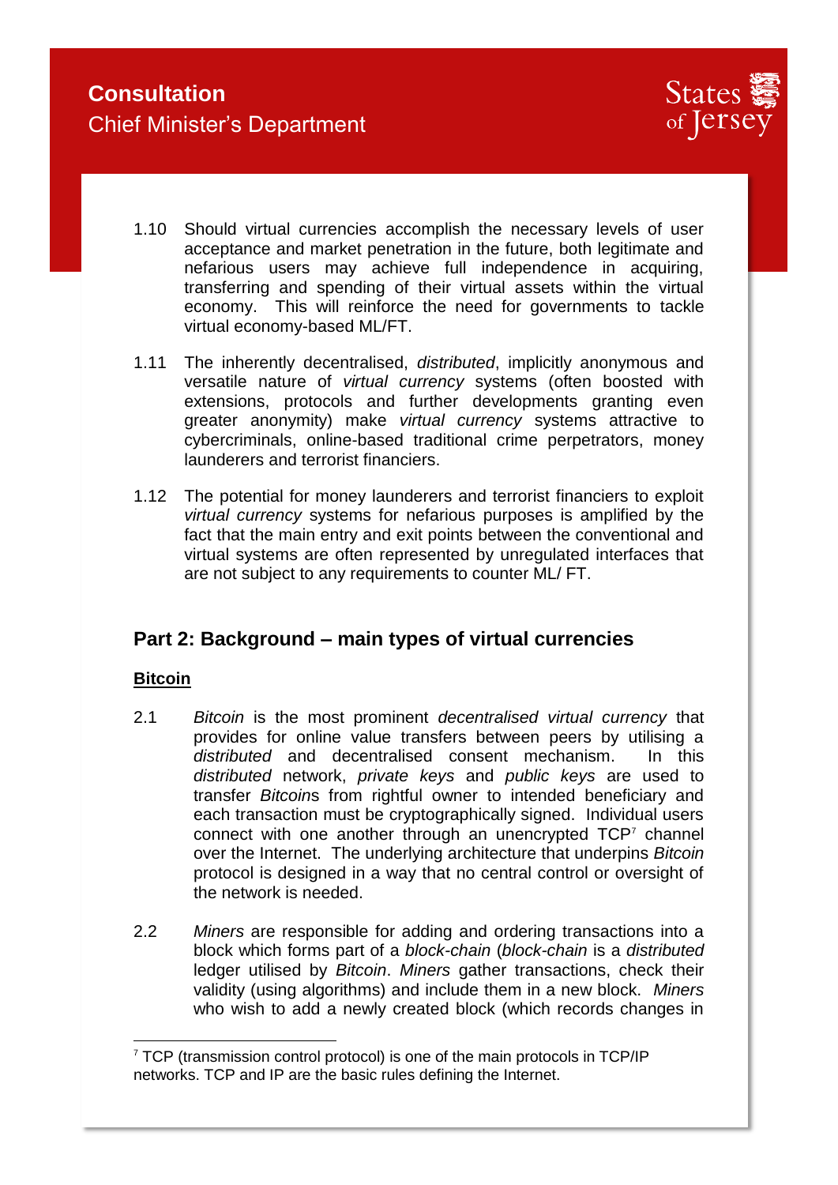1.10 Should virtual currencies accomplish the necessary levels of user acceptance and market penetration in the future, both legitimate and nefarious users may achieve full independence in acquiring, transferring and spending of their virtual assets within the virtual economy. This will reinforce the need for governments to tackle virtual economy-based ML/FT.

1.11 The inherently decentralised, *distributed*, implicitly anonymous and versatile nature of *virtual currency* systems (often boosted with extensions, protocols and further developments granting even greater anonymity) make *virtual currency* systems attractive to cybercriminals, online-based traditional crime perpetrators, money launderers and terrorist financiers.

1.12 The potential for money launderers and terrorist financiers to exploit *virtual currency* systems for nefarious purposes is amplified by the fact that the main entry and exit points between the conventional and virtual systems are often represented by unregulated interfaces that are not subject to any requirements to counter ML/ FT.

## Part 2: Background – main types of virtual currencies

**Bitcoin**

2.1 *Bitcoin* is the most prominent *decentralised virtual currency* that provides for online value transfers between peers by utilising a *distributed* and decentralised consent mechanism. In this *distributed* network, *private keys* and *public keys* are used to transfer *Bitcoin*s from rightful owner to intended beneficiary and each transaction must be cryptographically signed. Individual users connect with one another through an unencrypted TCP[7] channel over the Internet. The underlying architecture that underpins *Bitcoin* protocol is designed in a way that no central control or oversight of the network is needed.

2.2 *Miners* are responsible for adding and ordering transactions into a block which forms part of a *block-chain* (*block-chain* is a *distributed* ledger utilised by *Bitcoin*. *Miners* gather transactions, check their validity (using algorithms) and include them in a new block. *Miners* who wish to add a newly created block (which records changes in

[7] TCP (transmission control protocol) is one of the main protocols in TCP/IP networks. TCP and IP are the basic rules defining the Internet.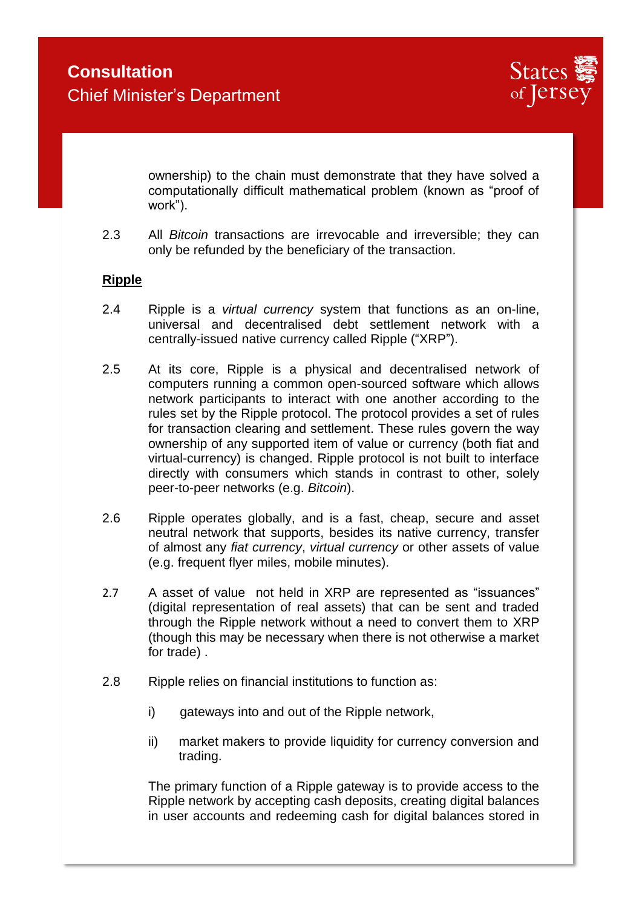ownership) to the chain must demonstrate that they have solved a computationally difficult mathematical problem (known as "proof of work").

2.3 All *Bitcoin* transactions are irrevocable and irreversible; they can only be refunded by the beneficiary of the transaction.

**Ripple**

2.4 Ripple is a *virtual currency* system that functions as an on-line, universal and decentralised debt settlement network with a centrally-issued native currency called Ripple ("XRP").

2.5 At its core, Ripple is a physical and decentralised network of computers running a common open-sourced software which allows network participants to interact with one another according to the rules set by the Ripple protocol. The protocol provides a set of rules for transaction clearing and settlement. These rules govern the way ownership of any supported item of value or currency (both fiat and virtual-currency) is changed. Ripple protocol is not built to interface directly with consumers which stands in contrast to other, solely peer-to-peer networks (e.g. *Bitcoin*).

2.6 Ripple operates globally, and is a fast, cheap, secure and asset neutral network that supports, besides its native currency, transfer of almost any *fiat currency*, *virtual currency* or other assets of value (e.g. frequent flyer miles, mobile minutes).

2.7 A asset of value not held in XRP are represented as "issuances" (digital representation of real assets) that can be sent and traded through the Ripple network without a need to convert them to XRP (though this may be necessary when there is not otherwise a market for trade) .

2.8 Ripple relies on financial institutions to function as:

i) gateways into and out of the Ripple network,

ii) market makers to provide liquidity for currency conversion and trading.

The primary function of a Ripple gateway is to provide access to the Ripple network by accepting cash deposits, creating digital balances in user accounts and redeeming cash for digital balances stored in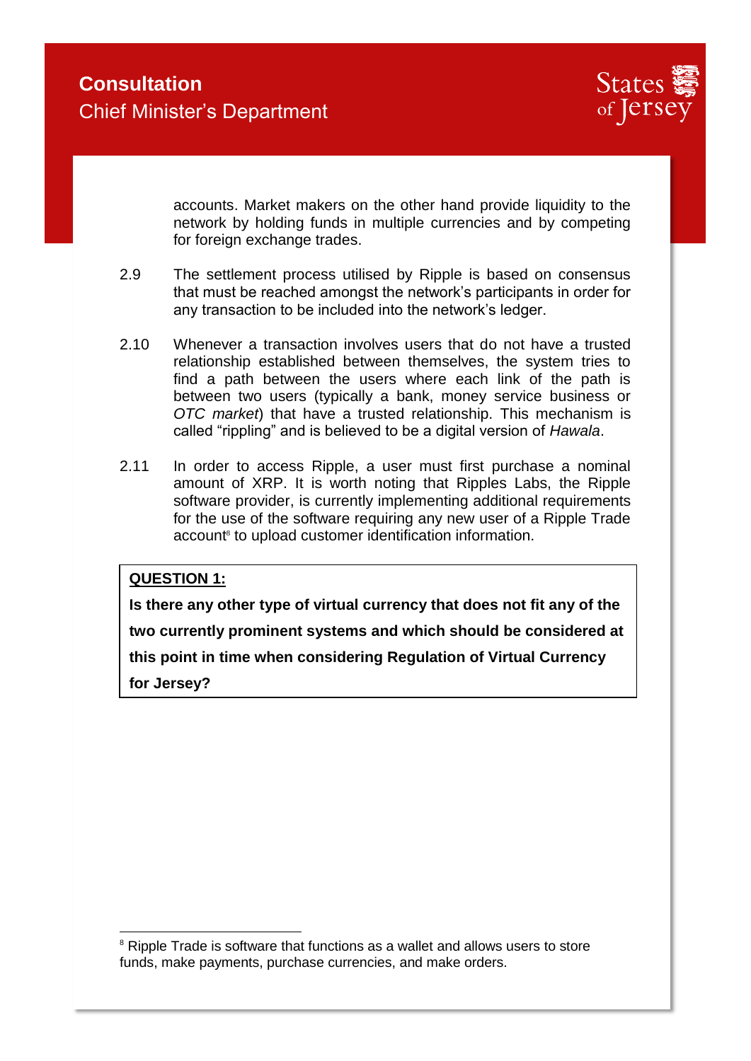accounts. Market makers on the other hand provide liquidity to the network by holding funds in multiple currencies and by competing for foreign exchange trades.

2.9 The settlement process utilised by Ripple is based on consensus that must be reached amongst the network's participants in order for any transaction to be included into the network's ledger.

2.10 Whenever a transaction involves users that do not have a trusted relationship established between themselves, the system tries to find a path between the users where each link of the path is between two users (typically a bank, money service business or *OTC market*) that have a trusted relationship. This mechanism is called "rippling" and is believed to be a digital version of *Hawala*.

2.11 In order to access Ripple, a user must first purchase a nominal amount of XRP. It is worth noting that Ripples Labs, the Ripple software provider, is currently implementing additional requirements for the use of the software requiring any new user of a Ripple Trade account[8] to upload customer identification information.

> **QUESTION 1:**
>
> **Is there any other type of virtual currency that does not fit any of the two currently prominent systems and which should be considered at this point in time when considering Regulation of Virtual Currency for Jersey?**

[8] Ripple Trade is software that functions as a wallet and allows users to store funds, make payments, purchase currencies, and make orders.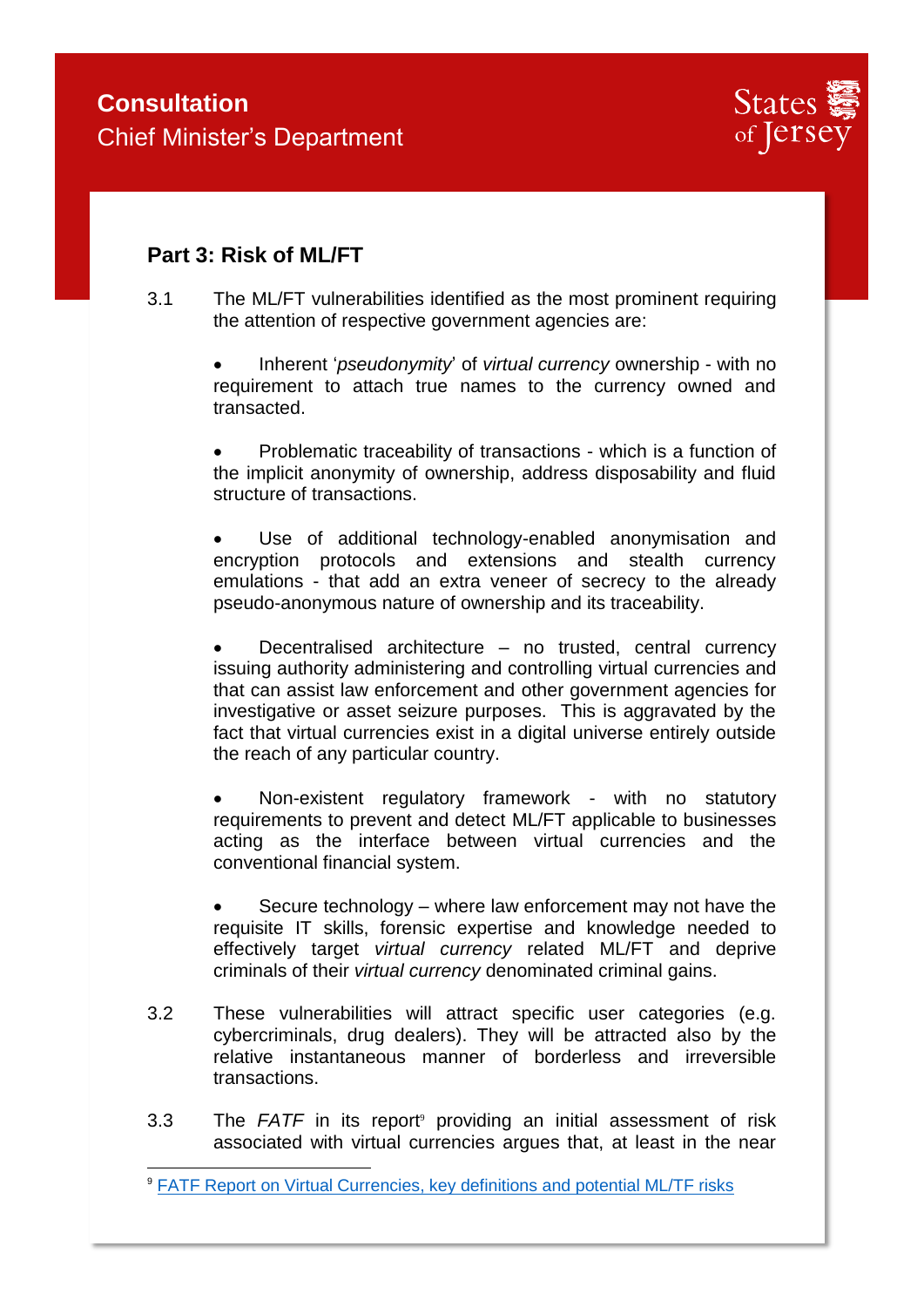## Part 3: Risk of ML/FT

3.1 The ML/FT vulnerabilities identified as the most prominent requiring the attention of respective government agencies are:

- Inherent '*pseudonymity*' of *virtual currency* ownership - with no requirement to attach true names to the currency owned and transacted.

- Problematic traceability of transactions - which is a function of the implicit anonymity of ownership, address disposability and fluid structure of transactions.

- Use of additional technology-enabled anonymisation and encryption protocols and extensions and stealth currency emulations - that add an extra veneer of secrecy to the already pseudo-anonymous nature of ownership and its traceability.

- Decentralised architecture – no trusted, central currency issuing authority administering and controlling virtual currencies and that can assist law enforcement and other government agencies for investigative or asset seizure purposes. This is aggravated by the fact that virtual currencies exist in a digital universe entirely outside the reach of any particular country.

- Non-existent regulatory framework - with no statutory requirements to prevent and detect ML/FT applicable to businesses acting as the interface between virtual currencies and the conventional financial system.

- Secure technology – where law enforcement may not have the requisite IT skills, forensic expertise and knowledge needed to effectively target *virtual currency* related ML/FT and deprive criminals of their *virtual currency* denominated criminal gains.

3.2 These vulnerabilities will attract specific user categories (e.g. cybercriminals, drug dealers). They will be attracted also by the relative instantaneous manner of borderless and irreversible transactions.

3.3 The *FATF* in its report[9] providing an initial assessment of risk associated with virtual currencies argues that, at least in the near

---

[9] FATF Report on Virtual Currencies, key definitions and potential ML/TF risks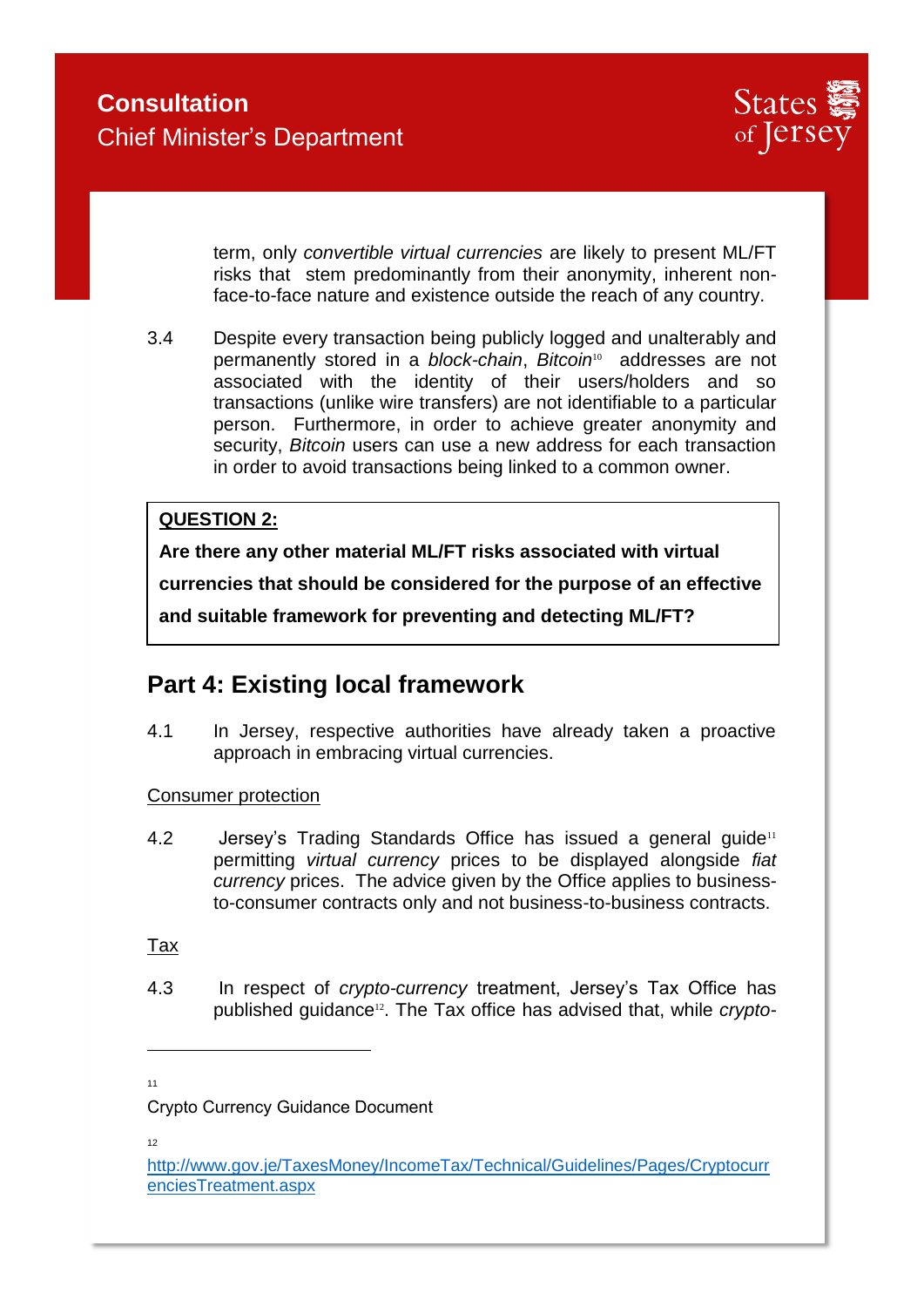term, only *convertible virtual currencies* are likely to present ML/FT risks that stem predominantly from their anonymity, inherent non-face-to-face nature and existence outside the reach of any country.

3.4 Despite every transaction being publicly logged and unalterably and permanently stored in a *block-chain*, *Bitcoin*[10] addresses are not associated with the identity of their users/holders and so transactions (unlike wire transfers) are not identifiable to a particular person. Furthermore, in order to achieve greater anonymity and security, *Bitcoin* users can use a new address for each transaction in order to avoid transactions being linked to a common owner.

> **QUESTION 2:**
>
> **Are there any other material ML/FT risks associated with virtual currencies that should be considered for the purpose of an effective and suitable framework for preventing and detecting ML/FT?**

## Part 4: Existing local framework

4.1 In Jersey, respective authorities have already taken a proactive approach in embracing virtual currencies.

Consumer protection

4.2 Jersey's Trading Standards Office has issued a general guide[11] permitting *virtual currency* prices to be displayed alongside *fiat currency* prices. The advice given by the Office applies to business-to-consumer contracts only and not business-to-business contracts.

Tax

4.3 In respect of *crypto-currency* treatment, Jersey's Tax Office has published guidance[12]. The Tax office has advised that, while *crypto-*

---

[11] Crypto Currency Guidance Document

[12] http://www.gov.je/TaxesMoney/IncomeTax/Technical/Guidelines/Pages/CryptocurrenciesTreatment.aspx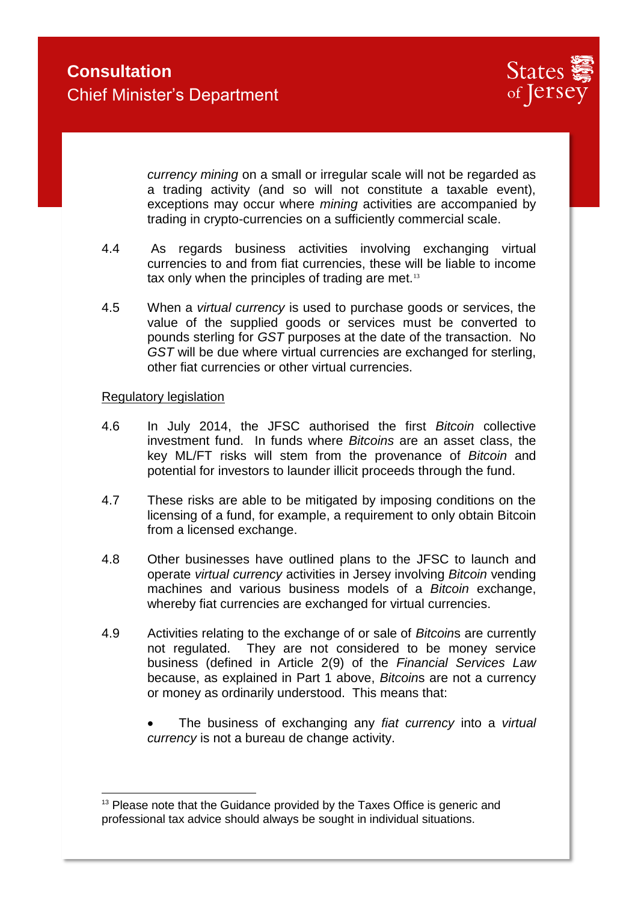*currency mining* on a small or irregular scale will not be regarded as a trading activity (and so will not constitute a taxable event), exceptions may occur where *mining* activities are accompanied by trading in crypto-currencies on a sufficiently commercial scale.

4.4 As regards business activities involving exchanging virtual currencies to and from fiat currencies, these will be liable to income tax only when the principles of trading are met.[13]

4.5 When a *virtual currency* is used to purchase goods or services, the value of the supplied goods or services must be converted to pounds sterling for *GST* purposes at the date of the transaction. No *GST* will be due where virtual currencies are exchanged for sterling, other fiat currencies or other virtual currencies.

<u>Regulatory legislation</u>

4.6 In July 2014, the JFSC authorised the first *Bitcoin* collective investment fund. In funds where *Bitcoins* are an asset class, the key ML/FT risks will stem from the provenance of *Bitcoin* and potential for investors to launder illicit proceeds through the fund.

4.7 These risks are able to be mitigated by imposing conditions on the licensing of a fund, for example, a requirement to only obtain Bitcoin from a licensed exchange.

4.8 Other businesses have outlined plans to the JFSC to launch and operate *virtual currency* activities in Jersey involving *Bitcoin* vending machines and various business models of a *Bitcoin* exchange, whereby fiat currencies are exchanged for virtual currencies.

4.9 Activities relating to the exchange of or sale of *Bitcoin*s are currently not regulated. They are not considered to be money service business (defined in Article 2(9) of the *Financial Services Law* because, as explained in Part 1 above, *Bitcoin*s are not a currency or money as ordinarily understood. This means that:

- The business of exchanging any *fiat currency* into a *virtual currency* is not a bureau de change activity.

---

[13] Please note that the Guidance provided by the Taxes Office is generic and professional tax advice should always be sought in individual situations.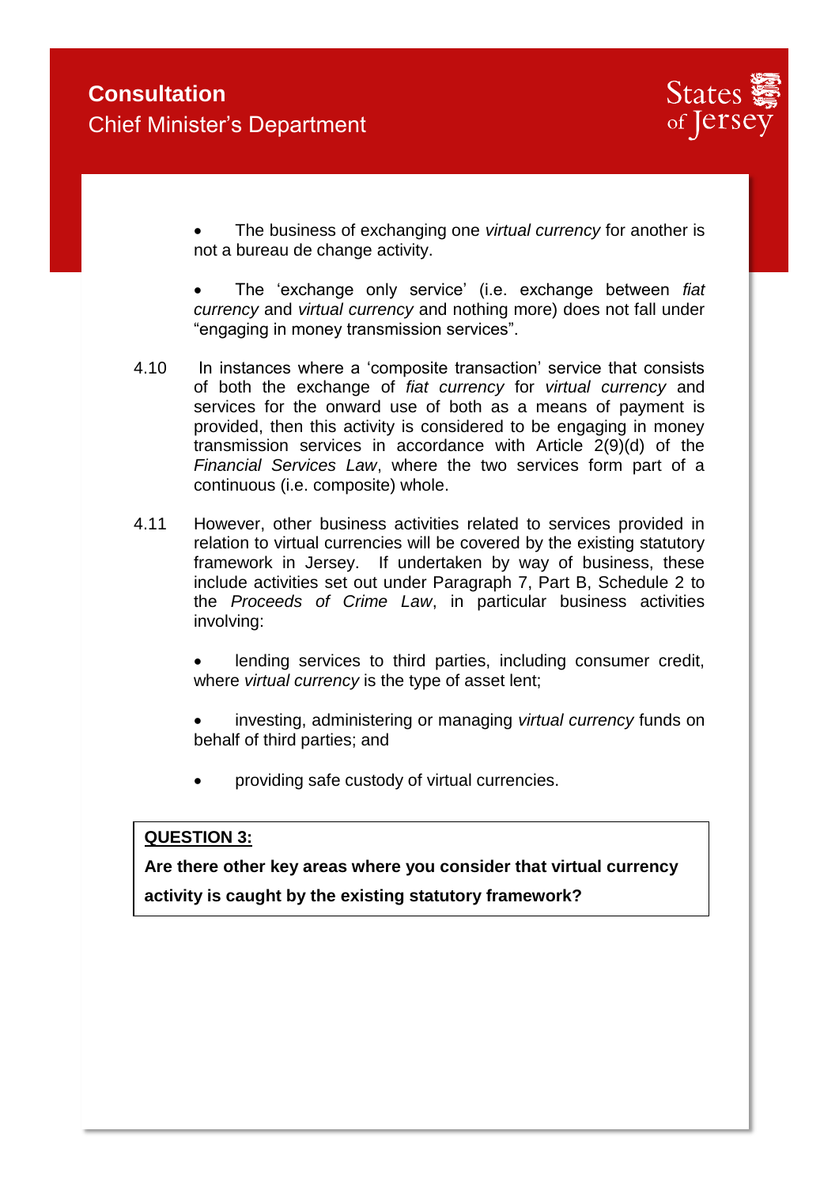- The business of exchanging one *virtual currency* for another is not a bureau de change activity.

- The 'exchange only service' (i.e. exchange between *fiat currency* and *virtual currency* and nothing more) does not fall under "engaging in money transmission services".

4.10 In instances where a 'composite transaction' service that consists of both the exchange of *fiat currency* for *virtual currency* and services for the onward use of both as a means of payment is provided, then this activity is considered to be engaging in money transmission services in accordance with Article 2(9)(d) of the *Financial Services Law*, where the two services form part of a continuous (i.e. composite) whole.

4.11 However, other business activities related to services provided in relation to virtual currencies will be covered by the existing statutory framework in Jersey. If undertaken by way of business, these include activities set out under Paragraph 7, Part B, Schedule 2 to the *Proceeds of Crime Law*, in particular business activities involving:

- lending services to third parties, including consumer credit, where *virtual currency* is the type of asset lent;

- investing, administering or managing *virtual currency* funds on behalf of third parties; and

- providing safe custody of virtual currencies.

**<u>QUESTION 3:</u>**

**Are there other key areas where you consider that virtual currency activity is caught by the existing statutory framework?**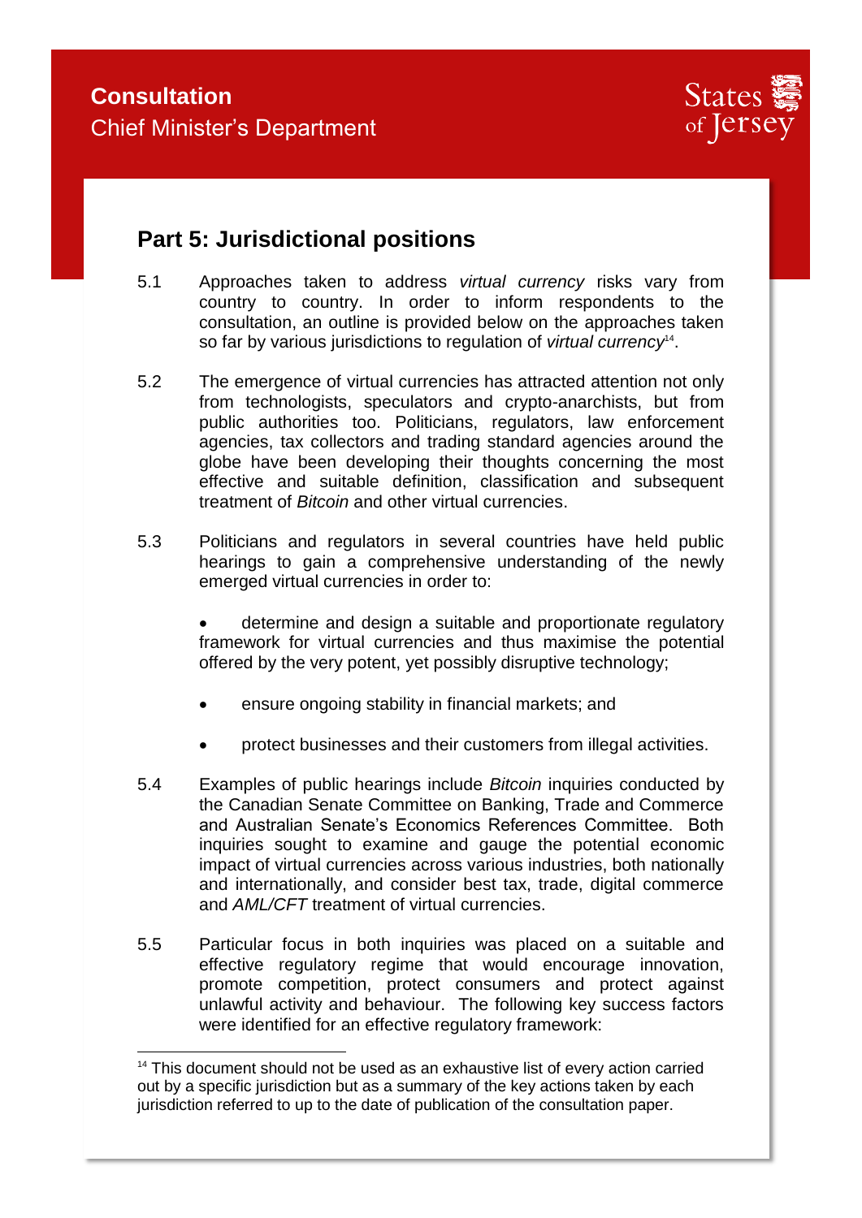## Part 5: Jurisdictional positions

5.1 Approaches taken to address *virtual currency* risks vary from country to country. In order to inform respondents to the consultation, an outline is provided below on the approaches taken so far by various jurisdictions to regulation of *virtual currency*[14].

5.2 The emergence of virtual currencies has attracted attention not only from technologists, speculators and crypto-anarchists, but from public authorities too. Politicians, regulators, law enforcement agencies, tax collectors and trading standard agencies around the globe have been developing their thoughts concerning the most effective and suitable definition, classification and subsequent treatment of *Bitcoin* and other virtual currencies.

5.3 Politicians and regulators in several countries have held public hearings to gain a comprehensive understanding of the newly emerged virtual currencies in order to:

- determine and design a suitable and proportionate regulatory framework for virtual currencies and thus maximise the potential offered by the very potent, yet possibly disruptive technology;
- ensure ongoing stability in financial markets; and
- protect businesses and their customers from illegal activities.

5.4 Examples of public hearings include *Bitcoin* inquiries conducted by the Canadian Senate Committee on Banking, Trade and Commerce and Australian Senate's Economics References Committee. Both inquiries sought to examine and gauge the potential economic impact of virtual currencies across various industries, both nationally and internationally, and consider best tax, trade, digital commerce and *AML/CFT* treatment of virtual currencies.

5.5 Particular focus in both inquiries was placed on a suitable and effective regulatory regime that would encourage innovation, promote competition, protect consumers and protect against unlawful activity and behaviour. The following key success factors were identified for an effective regulatory framework:

[14] This document should not be used as an exhaustive list of every action carried out by a specific jurisdiction but as a summary of the key actions taken by each jurisdiction referred to up to the date of publication of the consultation paper.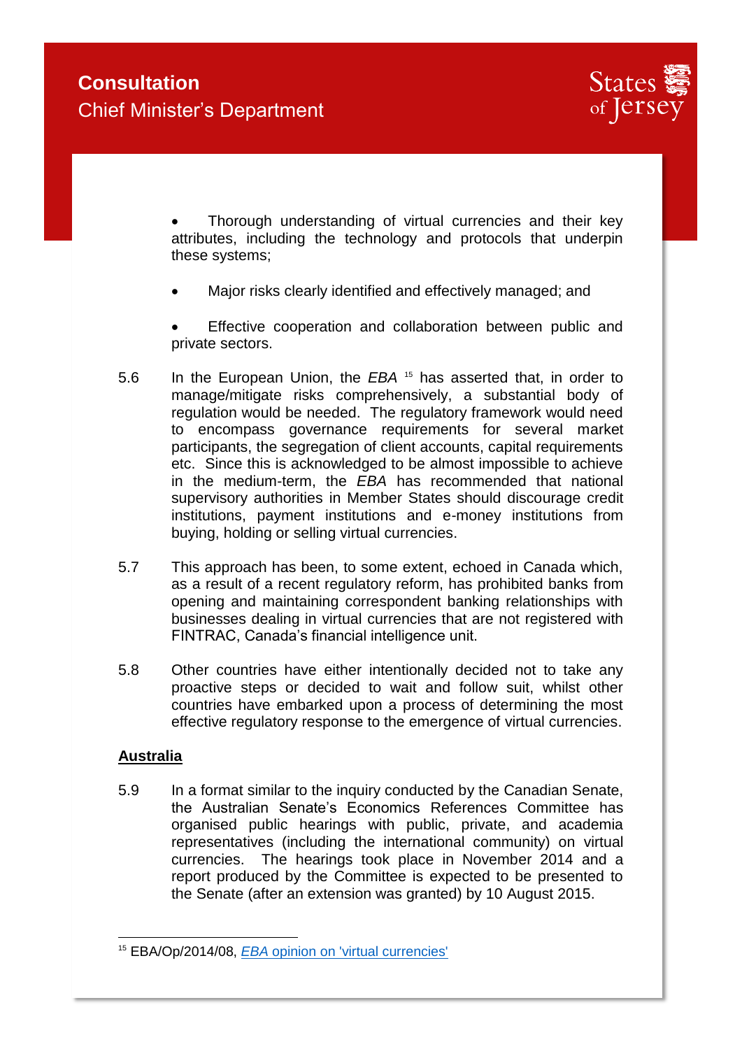- Thorough understanding of virtual currencies and their key attributes, including the technology and protocols that underpin these systems;
- Major risks clearly identified and effectively managed; and
- Effective cooperation and collaboration between public and private sectors.

5.6 In the European Union, the *EBA* [15] has asserted that, in order to manage/mitigate risks comprehensively, a substantial body of regulation would be needed. The regulatory framework would need to encompass governance requirements for several market participants, the segregation of client accounts, capital requirements etc. Since this is acknowledged to be almost impossible to achieve in the medium-term, the *EBA* has recommended that national supervisory authorities in Member States should discourage credit institutions, payment institutions and e-money institutions from buying, holding or selling virtual currencies.

5.7 This approach has been, to some extent, echoed in Canada which, as a result of a recent regulatory reform, has prohibited banks from opening and maintaining correspondent banking relationships with businesses dealing in virtual currencies that are not registered with FINTRAC, Canada's financial intelligence unit.

5.8 Other countries have either intentionally decided not to take any proactive steps or decided to wait and follow suit, whilst other countries have embarked upon a process of determining the most effective regulatory response to the emergence of virtual currencies.

**Australia**

5.9 In a format similar to the inquiry conducted by the Canadian Senate, the Australian Senate's Economics References Committee has organised public hearings with public, private, and academia representatives (including the international community) on virtual currencies. The hearings took place in November 2014 and a report produced by the Committee is expected to be presented to the Senate (after an extension was granted) by 10 August 2015.

---

[15] EBA/Op/2014/08, *EBA* opinion on 'virtual currencies'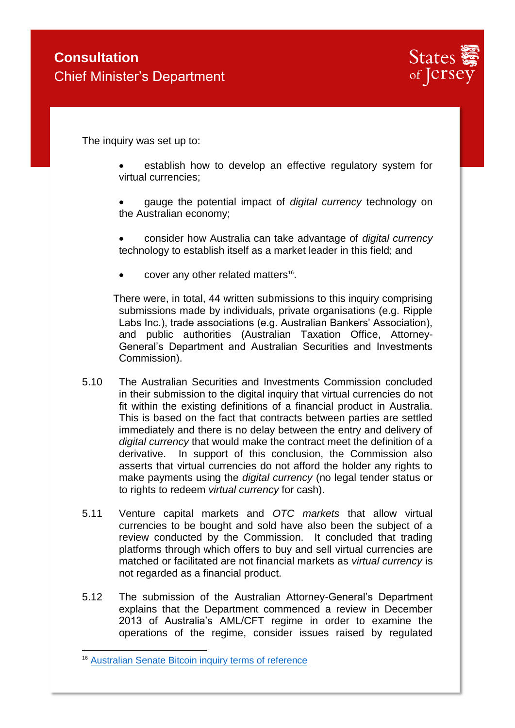The inquiry was set up to:

- establish how to develop an effective regulatory system for virtual currencies;
- gauge the potential impact of *digital currency* technology on the Australian economy;
- consider how Australia can take advantage of *digital currency* technology to establish itself as a market leader in this field; and
- cover any other related matters[16].

There were, in total, 44 written submissions to this inquiry comprising submissions made by individuals, private organisations (e.g. Ripple Labs Inc.), trade associations (e.g. Australian Bankers' Association), and public authorities (Australian Taxation Office, Attorney-General's Department and Australian Securities and Investments Commission).

5.10 The Australian Securities and Investments Commission concluded in their submission to the digital inquiry that virtual currencies do not fit within the existing definitions of a financial product in Australia. This is based on the fact that contracts between parties are settled immediately and there is no delay between the entry and delivery of *digital currency* that would make the contract meet the definition of a derivative. In support of this conclusion, the Commission also asserts that virtual currencies do not afford the holder any rights to make payments using the *digital currency* (no legal tender status or to rights to redeem *virtual currency* for cash).

5.11 Venture capital markets and *OTC markets* that allow virtual currencies to be bought and sold have also been the subject of a review conducted by the Commission. It concluded that trading platforms through which offers to buy and sell virtual currencies are matched or facilitated are not financial markets as *virtual currency* is not regarded as a financial product.

5.12 The submission of the Australian Attorney-General's Department explains that the Department commenced a review in December 2013 of Australia's AML/CFT regime in order to examine the operations of the regime, consider issues raised by regulated

---

[16] Australian Senate Bitcoin inquiry terms of reference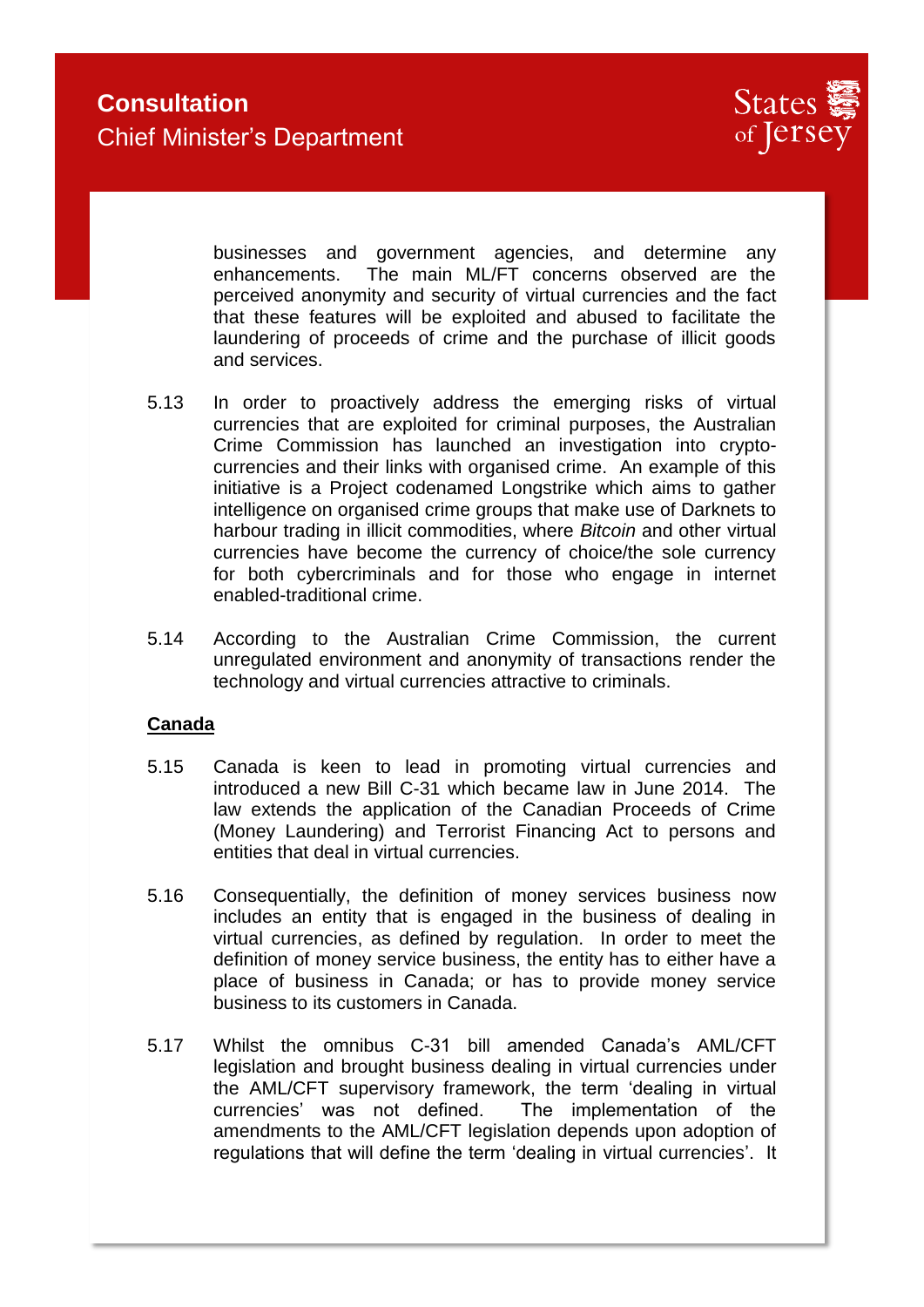businesses and government agencies, and determine any enhancements. The main ML/FT concerns observed are the perceived anonymity and security of virtual currencies and the fact that these features will be exploited and abused to facilitate the laundering of proceeds of crime and the purchase of illicit goods and services.

5.13 In order to proactively address the emerging risks of virtual currencies that are exploited for criminal purposes, the Australian Crime Commission has launched an investigation into crypto-currencies and their links with organised crime. An example of this initiative is a Project codenamed Longstrike which aims to gather intelligence on organised crime groups that make use of Darknets to harbour trading in illicit commodities, where *Bitcoin* and other virtual currencies have become the currency of choice/the sole currency for both cybercriminals and for those who engage in internet enabled-traditional crime.

5.14 According to the Australian Crime Commission, the current unregulated environment and anonymity of transactions render the technology and virtual currencies attractive to criminals.

**Canada**

5.15 Canada is keen to lead in promoting virtual currencies and introduced a new Bill C-31 which became law in June 2014. The law extends the application of the Canadian Proceeds of Crime (Money Laundering) and Terrorist Financing Act to persons and entities that deal in virtual currencies.

5.16 Consequentially, the definition of money services business now includes an entity that is engaged in the business of dealing in virtual currencies, as defined by regulation. In order to meet the definition of money service business, the entity has to either have a place of business in Canada; or has to provide money service business to its customers in Canada.

5.17 Whilst the omnibus C-31 bill amended Canada's AML/CFT legislation and brought business dealing in virtual currencies under the AML/CFT supervisory framework, the term 'dealing in virtual currencies' was not defined. The implementation of the amendments to the AML/CFT legislation depends upon adoption of regulations that will define the term 'dealing in virtual currencies'. It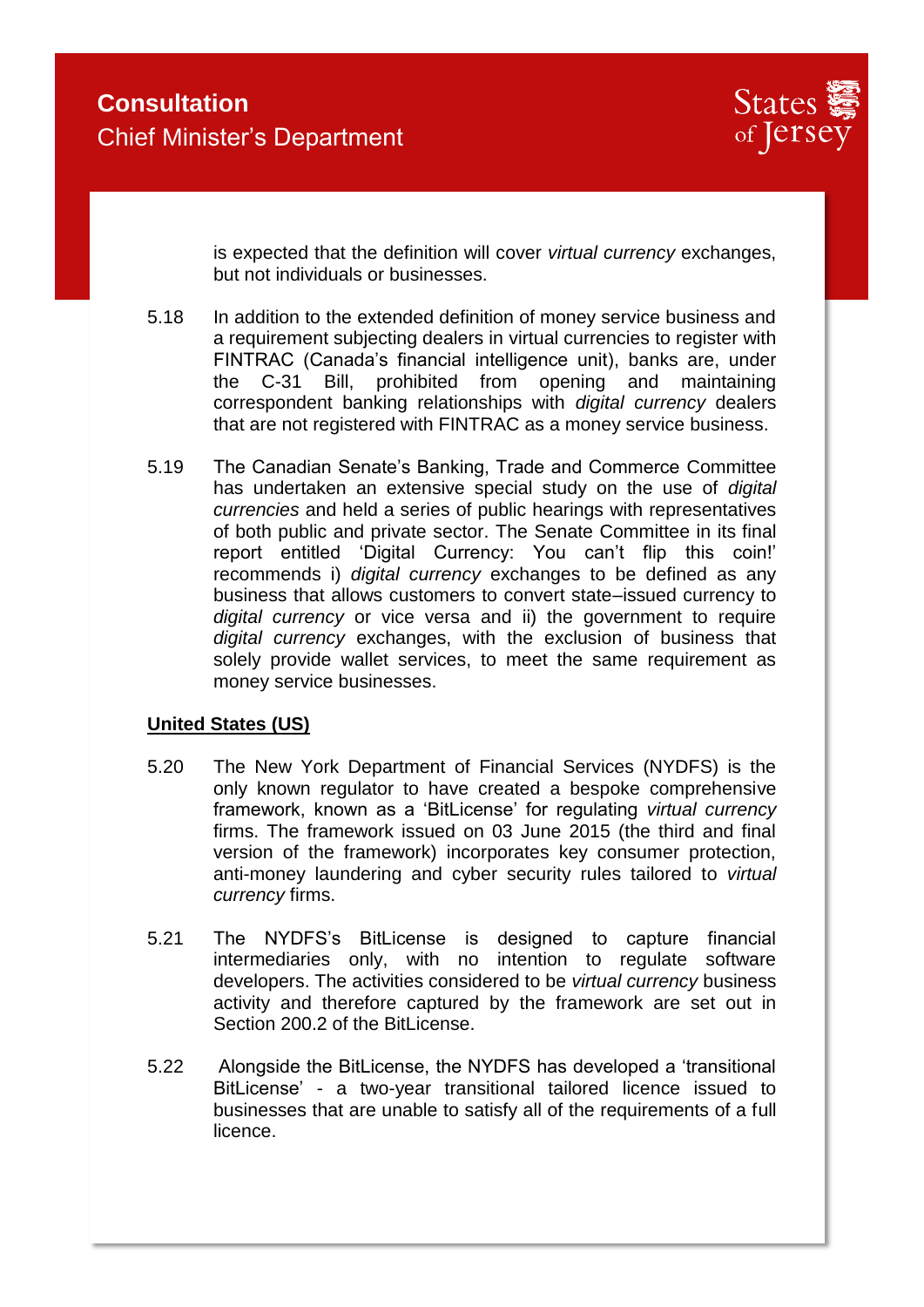is expected that the definition will cover *virtual currency* exchanges, but not individuals or businesses.

5.18 In addition to the extended definition of money service business and a requirement subjecting dealers in virtual currencies to register with FINTRAC (Canada's financial intelligence unit), banks are, under the C-31 Bill, prohibited from opening and maintaining correspondent banking relationships with *digital currency* dealers that are not registered with FINTRAC as a money service business.

5.19 The Canadian Senate's Banking, Trade and Commerce Committee has undertaken an extensive special study on the use of *digital currencies* and held a series of public hearings with representatives of both public and private sector. The Senate Committee in its final report entitled 'Digital Currency: You can't flip this coin!' recommends i) *digital currency* exchanges to be defined as any business that allows customers to convert state–issued currency to *digital currency* or vice versa and ii) the government to require *digital currency* exchanges, with the exclusion of business that solely provide wallet services, to meet the same requirement as money service businesses.

**United States (US)**

5.20 The New York Department of Financial Services (NYDFS) is the only known regulator to have created a bespoke comprehensive framework, known as a 'BitLicense' for regulating *virtual currency* firms. The framework issued on 03 June 2015 (the third and final version of the framework) incorporates key consumer protection, anti-money laundering and cyber security rules tailored to *virtual currency* firms.

5.21 The NYDFS's BitLicense is designed to capture financial intermediaries only, with no intention to regulate software developers. The activities considered to be *virtual currency* business activity and therefore captured by the framework are set out in Section 200.2 of the BitLicense.

5.22 Alongside the BitLicense, the NYDFS has developed a 'transitional BitLicense' - a two-year transitional tailored licence issued to businesses that are unable to satisfy all of the requirements of a full licence.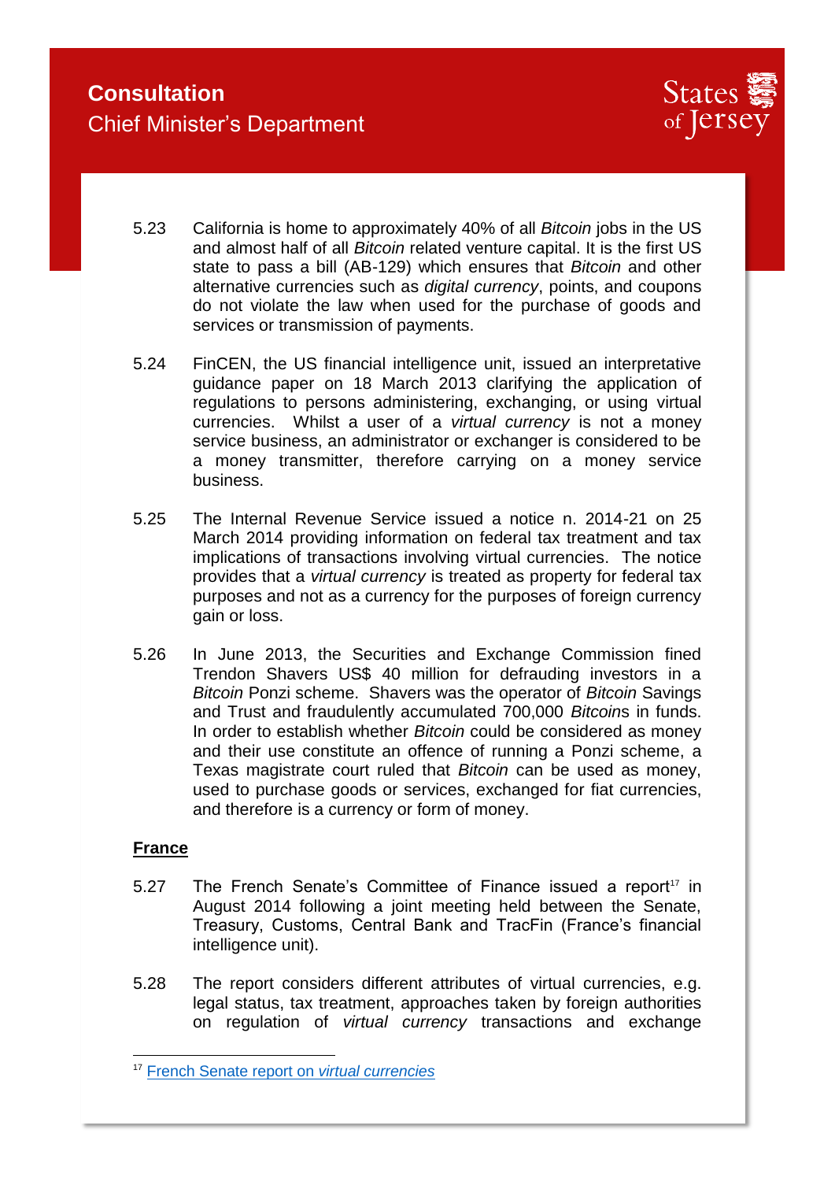5.23 California is home to approximately 40% of all *Bitcoin* jobs in the US and almost half of all *Bitcoin* related venture capital. It is the first US state to pass a bill (AB-129) which ensures that *Bitcoin* and other alternative currencies such as *digital currency*, points, and coupons do not violate the law when used for the purchase of goods and services or transmission of payments.

5.24 FinCEN, the US financial intelligence unit, issued an interpretative guidance paper on 18 March 2013 clarifying the application of regulations to persons administering, exchanging, or using virtual currencies. Whilst a user of a *virtual currency* is not a money service business, an administrator or exchanger is considered to be a money transmitter, therefore carrying on a money service business.

5.25 The Internal Revenue Service issued a notice n. 2014-21 on 25 March 2014 providing information on federal tax treatment and tax implications of transactions involving virtual currencies. The notice provides that a *virtual currency* is treated as property for federal tax purposes and not as a currency for the purposes of foreign currency gain or loss.

5.26 In June 2013, the Securities and Exchange Commission fined Trendon Shavers US$ 40 million for defrauding investors in a *Bitcoin* Ponzi scheme. Shavers was the operator of *Bitcoin* Savings and Trust and fraudulently accumulated 700,000 *Bitcoins* in funds. In order to establish whether *Bitcoin* could be considered as money and their use constitute an offence of running a Ponzi scheme, a Texas magistrate court ruled that *Bitcoin* can be used as money, used to purchase goods or services, exchanged for fiat currencies, and therefore is a currency or form of money.

**France**

5.27 The French Senate's Committee of Finance issued a report[17] in August 2014 following a joint meeting held between the Senate, Treasury, Customs, Central Bank and TracFin (France's financial intelligence unit).

5.28 The report considers different attributes of virtual currencies, e.g. legal status, tax treatment, approaches taken by foreign authorities on regulation of *virtual currency* transactions and exchange

[17] French Senate report on *virtual currencies*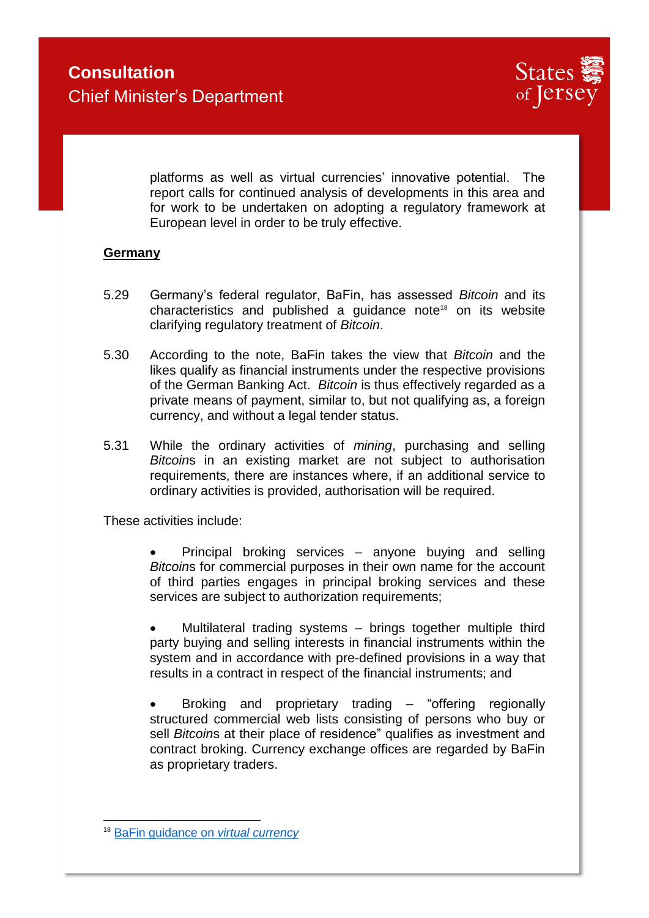platforms as well as virtual currencies' innovative potential. The report calls for continued analysis of developments in this area and for work to be undertaken on adopting a regulatory framework at European level in order to be truly effective.

**Germany**

5.29 Germany's federal regulator, BaFin, has assessed *Bitcoin* and its characteristics and published a guidance note[18] on its website clarifying regulatory treatment of *Bitcoin*.

5.30 According to the note, BaFin takes the view that *Bitcoin* and the likes qualify as financial instruments under the respective provisions of the German Banking Act. *Bitcoin* is thus effectively regarded as a private means of payment, similar to, but not qualifying as, a foreign currency, and without a legal tender status.

5.31 While the ordinary activities of *mining*, purchasing and selling *Bitcoin*s in an existing market are not subject to authorisation requirements, there are instances where, if an additional service to ordinary activities is provided, authorisation will be required.

These activities include:

- Principal broking services – anyone buying and selling *Bitcoin*s for commercial purposes in their own name for the account of third parties engages in principal broking services and these services are subject to authorization requirements;

- Multilateral trading systems – brings together multiple third party buying and selling interests in financial instruments within the system and in accordance with pre-defined provisions in a way that results in a contract in respect of the financial instruments; and

- Broking and proprietary trading – "offering regionally structured commercial web lists consisting of persons who buy or sell *Bitcoin*s at their place of residence" qualifies as investment and contract broking. Currency exchange offices are regarded by BaFin as proprietary traders.

---

[18] BaFin guidance on *virtual currency*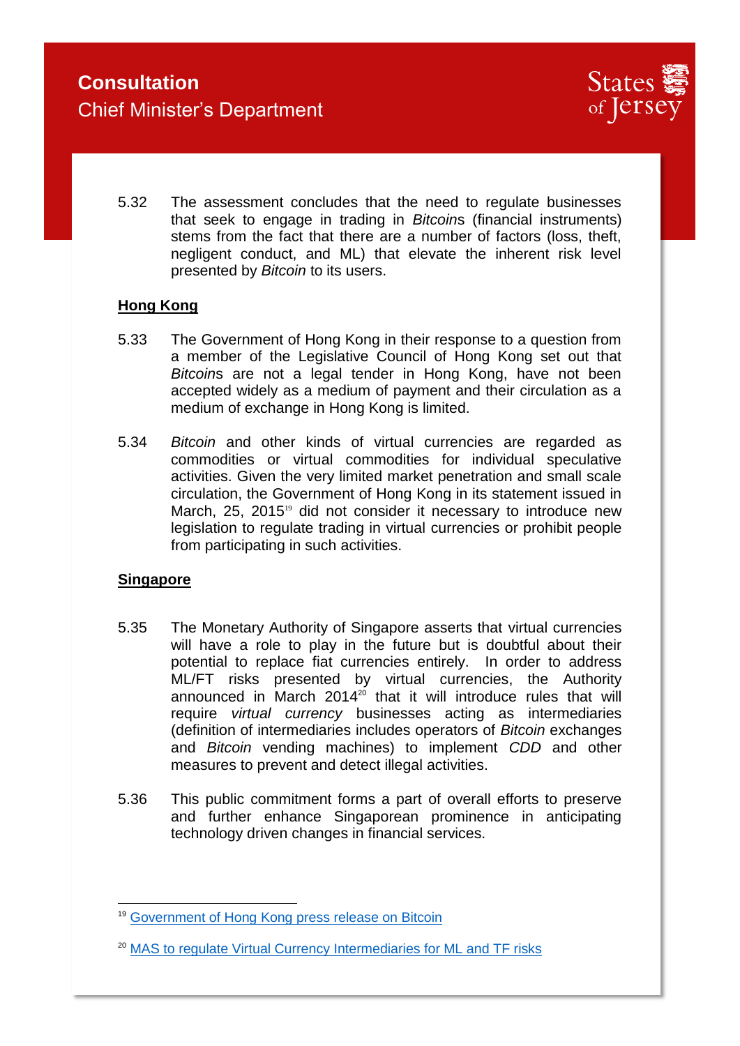5.32 The assessment concludes that the need to regulate businesses that seek to engage in trading in *Bitcoin*s (financial instruments) stems from the fact that there are a number of factors (loss, theft, negligent conduct, and ML) that elevate the inherent risk level presented by *Bitcoin* to its users.

**Hong Kong**

5.33 The Government of Hong Kong in their response to a question from a member of the Legislative Council of Hong Kong set out that *Bitcoin*s are not a legal tender in Hong Kong, have not been accepted widely as a medium of payment and their circulation as a medium of exchange in Hong Kong is limited.

5.34 *Bitcoin* and other kinds of virtual currencies are regarded as commodities or virtual commodities for individual speculative activities. Given the very limited market penetration and small scale circulation, the Government of Hong Kong in its statement issued in March, 25, 2015[19] did not consider it necessary to introduce new legislation to regulate trading in virtual currencies or prohibit people from participating in such activities.

**Singapore**

5.35 The Monetary Authority of Singapore asserts that virtual currencies will have a role to play in the future but is doubtful about their potential to replace fiat currencies entirely. In order to address ML/FT risks presented by virtual currencies, the Authority announced in March 2014[20] that it will introduce rules that will require *virtual currency* businesses acting as intermediaries (definition of intermediaries includes operators of *Bitcoin* exchanges and *Bitcoin* vending machines) to implement *CDD* and other measures to prevent and detect illegal activities.

5.36 This public commitment forms a part of overall efforts to preserve and further enhance Singaporean prominence in anticipating technology driven changes in financial services.

---

[19] Government of Hong Kong press release on Bitcoin

[20] MAS to regulate Virtual Currency Intermediaries for ML and TF risks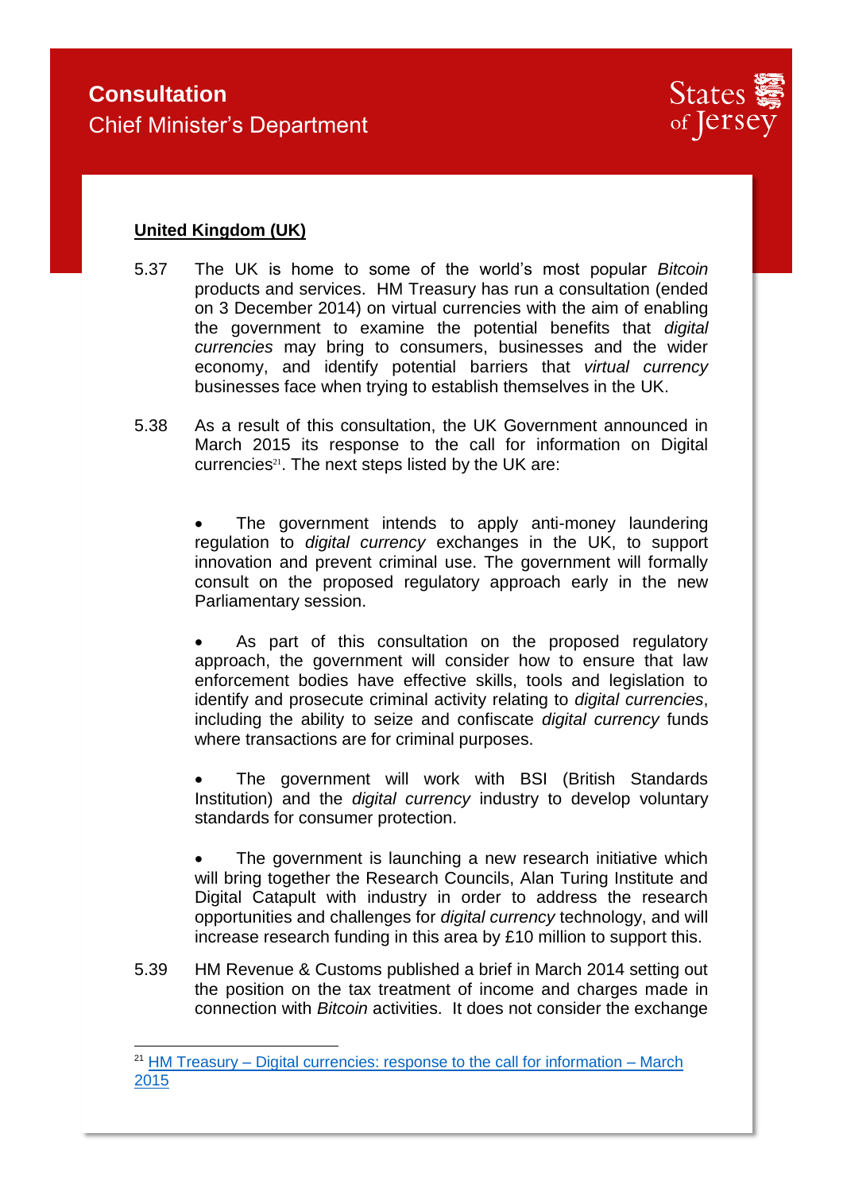**United Kingdom (UK)**

5.37 The UK is home to some of the world's most popular *Bitcoin* products and services. HM Treasury has run a consultation (ended on 3 December 2014) on virtual currencies with the aim of enabling the government to examine the potential benefits that *digital currencies* may bring to consumers, businesses and the wider economy, and identify potential barriers that *virtual currency* businesses face when trying to establish themselves in the UK.

5.38 As a result of this consultation, the UK Government announced in March 2015 its response to the call for information on Digital currencies[21]. The next steps listed by the UK are:

- The government intends to apply anti-money laundering regulation to *digital currency* exchanges in the UK, to support innovation and prevent criminal use. The government will formally consult on the proposed regulatory approach early in the new Parliamentary session.

- As part of this consultation on the proposed regulatory approach, the government will consider how to ensure that law enforcement bodies have effective skills, tools and legislation to identify and prosecute criminal activity relating to *digital currencies*, including the ability to seize and confiscate *digital currency* funds where transactions are for criminal purposes.

- The government will work with BSI (British Standards Institution) and the *digital currency* industry to develop voluntary standards for consumer protection.

- The government is launching a new research initiative which will bring together the Research Councils, Alan Turing Institute and Digital Catapult with industry in order to address the research opportunities and challenges for *digital currency* technology, and will increase research funding in this area by £10 million to support this.

5.39 HM Revenue & Customs published a brief in March 2014 setting out the position on the tax treatment of income and charges made in connection with *Bitcoin* activities. It does not consider the exchange

---

[21] HM Treasury – Digital currencies: response to the call for information – March 2015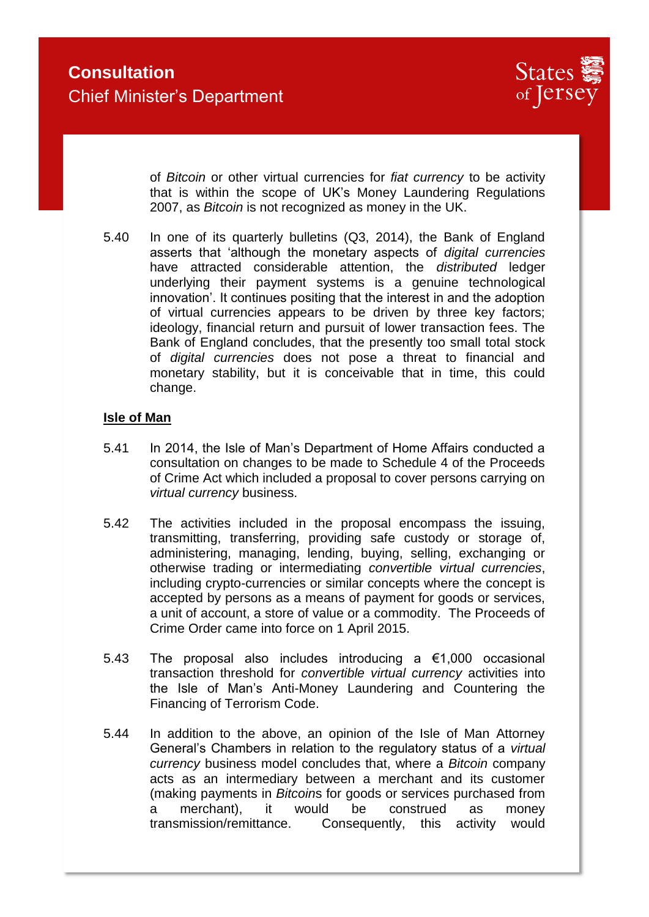of *Bitcoin* or other virtual currencies for *fiat currency* to be activity that is within the scope of UK's Money Laundering Regulations 2007, as *Bitcoin* is not recognized as money in the UK.

5.40 In one of its quarterly bulletins (Q3, 2014), the Bank of England asserts that 'although the monetary aspects of *digital currencies* have attracted considerable attention, the *distributed* ledger underlying their payment systems is a genuine technological innovation'. It continues positing that the interest in and the adoption of virtual currencies appears to be driven by three key factors; ideology, financial return and pursuit of lower transaction fees. The Bank of England concludes, that the presently too small total stock of *digital currencies* does not pose a threat to financial and monetary stability, but it is conceivable that in time, this could change.

**Isle of Man**

5.41 In 2014, the Isle of Man's Department of Home Affairs conducted a consultation on changes to be made to Schedule 4 of the Proceeds of Crime Act which included a proposal to cover persons carrying on *virtual currency* business.

5.42 The activities included in the proposal encompass the issuing, transmitting, transferring, providing safe custody or storage of, administering, managing, lending, buying, selling, exchanging or otherwise trading or intermediating *convertible virtual currencies*, including crypto-currencies or similar concepts where the concept is accepted by persons as a means of payment for goods or services, a unit of account, a store of value or a commodity. The Proceeds of Crime Order came into force on 1 April 2015.

5.43 The proposal also includes introducing a €1,000 occasional transaction threshold for *convertible virtual currency* activities into the Isle of Man's Anti-Money Laundering and Countering the Financing of Terrorism Code.

5.44 In addition to the above, an opinion of the Isle of Man Attorney General's Chambers in relation to the regulatory status of a *virtual currency* business model concludes that, where a *Bitcoin* company acts as an intermediary between a merchant and its customer (making payments in *Bitcoin*s for goods or services purchased from a merchant), it would be construed as money transmission/remittance. Consequently, this activity would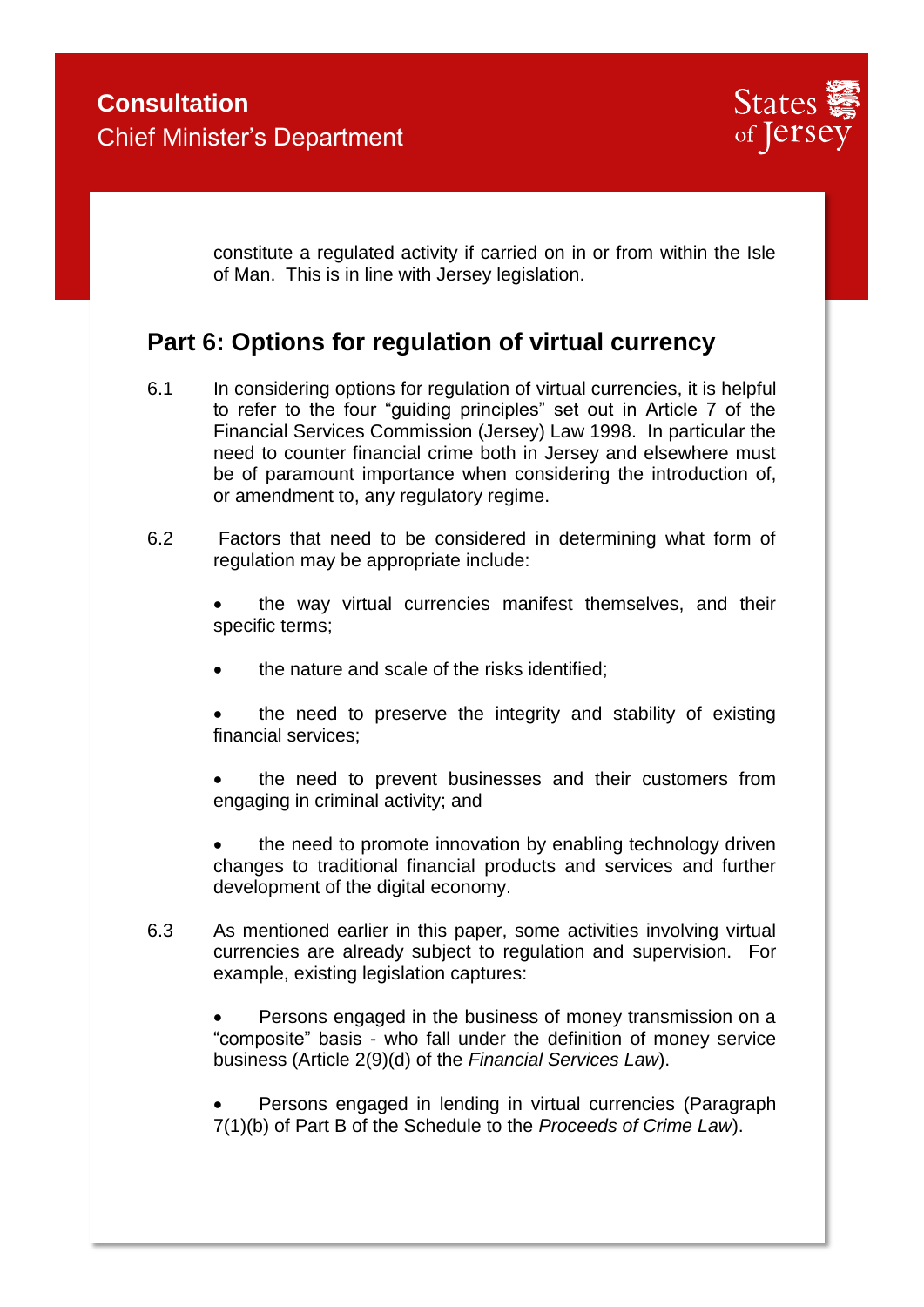constitute a regulated activity if carried on in or from within the Isle of Man. This is in line with Jersey legislation.

## Part 6: Options for regulation of virtual currency

6.1 In considering options for regulation of virtual currencies, it is helpful to refer to the four "guiding principles" set out in Article 7 of the Financial Services Commission (Jersey) Law 1998. In particular the need to counter financial crime both in Jersey and elsewhere must be of paramount importance when considering the introduction of, or amendment to, any regulatory regime.

6.2 Factors that need to be considered in determining what form of regulation may be appropriate include:

- the way virtual currencies manifest themselves, and their specific terms;
- the nature and scale of the risks identified;
- the need to preserve the integrity and stability of existing financial services;
- the need to prevent businesses and their customers from engaging in criminal activity; and
- the need to promote innovation by enabling technology driven changes to traditional financial products and services and further development of the digital economy.

6.3 As mentioned earlier in this paper, some activities involving virtual currencies are already subject to regulation and supervision. For example, existing legislation captures:

- Persons engaged in the business of money transmission on a "composite" basis - who fall under the definition of money service business (Article 2(9)(d) of the *Financial Services Law*).
- Persons engaged in lending in virtual currencies (Paragraph 7(1)(b) of Part B of the Schedule to the *Proceeds of Crime Law*).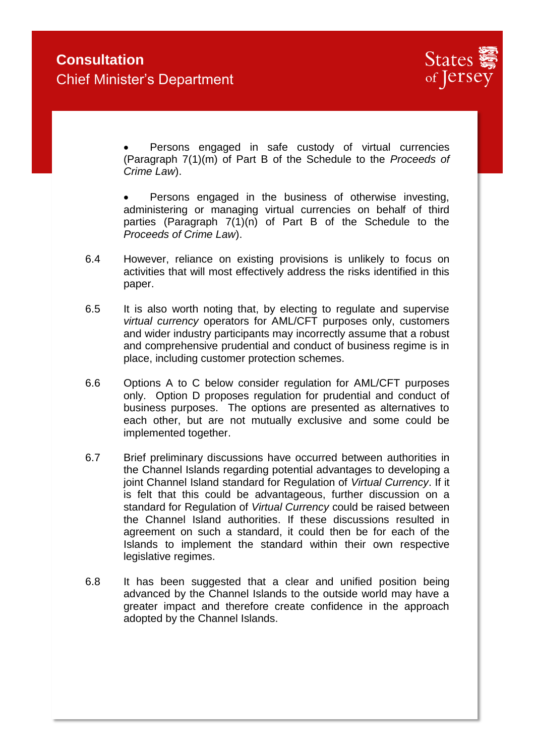- Persons engaged in safe custody of virtual currencies (Paragraph 7(1)(m) of Part B of the Schedule to the *Proceeds of Crime Law*).

- Persons engaged in the business of otherwise investing, administering or managing virtual currencies on behalf of third parties (Paragraph 7(1)(n) of Part B of the Schedule to the *Proceeds of Crime Law*).

6.4 However, reliance on existing provisions is unlikely to focus on activities that will most effectively address the risks identified in this paper.

6.5 It is also worth noting that, by electing to regulate and supervise *virtual currency* operators for AML/CFT purposes only, customers and wider industry participants may incorrectly assume that a robust and comprehensive prudential and conduct of business regime is in place, including customer protection schemes.

6.6 Options A to C below consider regulation for AML/CFT purposes only. Option D proposes regulation for prudential and conduct of business purposes. The options are presented as alternatives to each other, but are not mutually exclusive and some could be implemented together.

6.7 Brief preliminary discussions have occurred between authorities in the Channel Islands regarding potential advantages to developing a joint Channel Island standard for Regulation of *Virtual Currency*. If it is felt that this could be advantageous, further discussion on a standard for Regulation of *Virtual Currency* could be raised between the Channel Island authorities. If these discussions resulted in agreement on such a standard, it could then be for each of the Islands to implement the standard within their own respective legislative regimes.

6.8 It has been suggested that a clear and unified position being advanced by the Channel Islands to the outside world may have a greater impact and therefore create confidence in the approach adopted by the Channel Islands.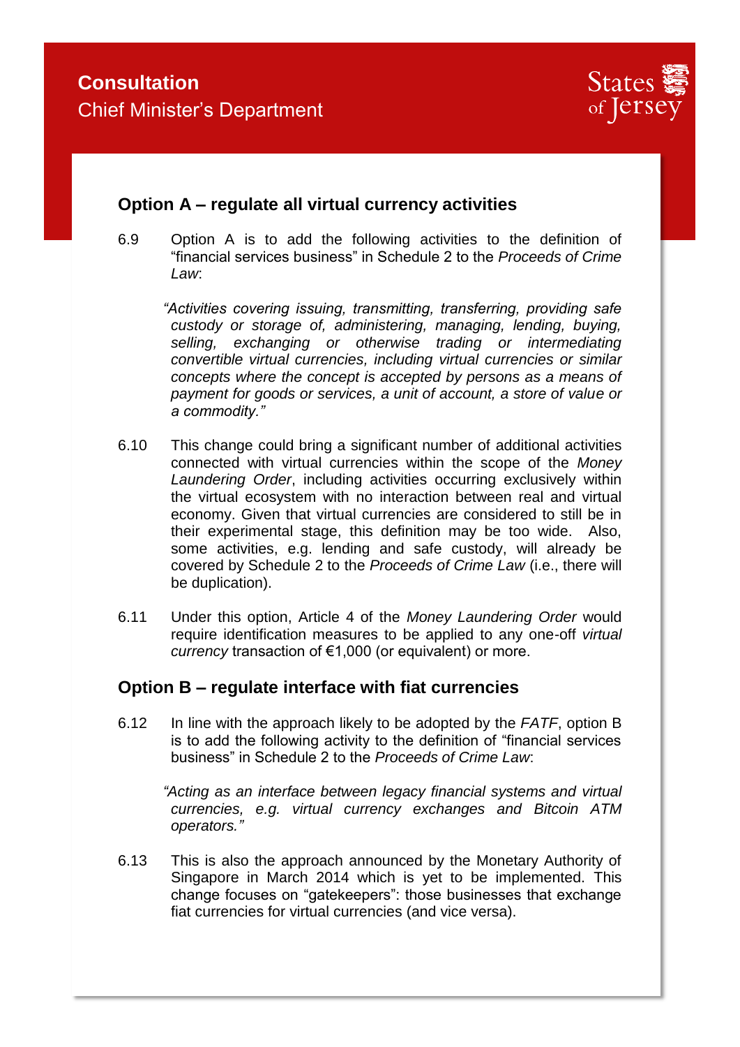## Option A – regulate all virtual currency activities

6.9 Option A is to add the following activities to the definition of "financial services business" in Schedule 2 to the *Proceeds of Crime Law*:

> *"Activities covering issuing, transmitting, transferring, providing safe custody or storage of, administering, managing, lending, buying, selling, exchanging or otherwise trading or intermediating convertible virtual currencies, including virtual currencies or similar concepts where the concept is accepted by persons as a means of payment for goods or services, a unit of account, a store of value or a commodity."*

6.10 This change could bring a significant number of additional activities connected with virtual currencies within the scope of the *Money Laundering Order*, including activities occurring exclusively within the virtual ecosystem with no interaction between real and virtual economy. Given that virtual currencies are considered to still be in their experimental stage, this definition may be too wide. Also, some activities, e.g. lending and safe custody, will already be covered by Schedule 2 to the *Proceeds of Crime Law* (i.e., there will be duplication).

6.11 Under this option, Article 4 of the *Money Laundering Order* would require identification measures to be applied to any one-off *virtual currency* transaction of €1,000 (or equivalent) or more.

## Option B – regulate interface with fiat currencies

6.12 In line with the approach likely to be adopted by the *FATF*, option B is to add the following activity to the definition of "financial services business" in Schedule 2 to the *Proceeds of Crime Law*:

> *"Acting as an interface between legacy financial systems and virtual currencies, e.g. virtual currency exchanges and Bitcoin ATM operators."*

6.13 This is also the approach announced by the Monetary Authority of Singapore in March 2014 which is yet to be implemented. This change focuses on "gatekeepers": those businesses that exchange fiat currencies for virtual currencies (and vice versa).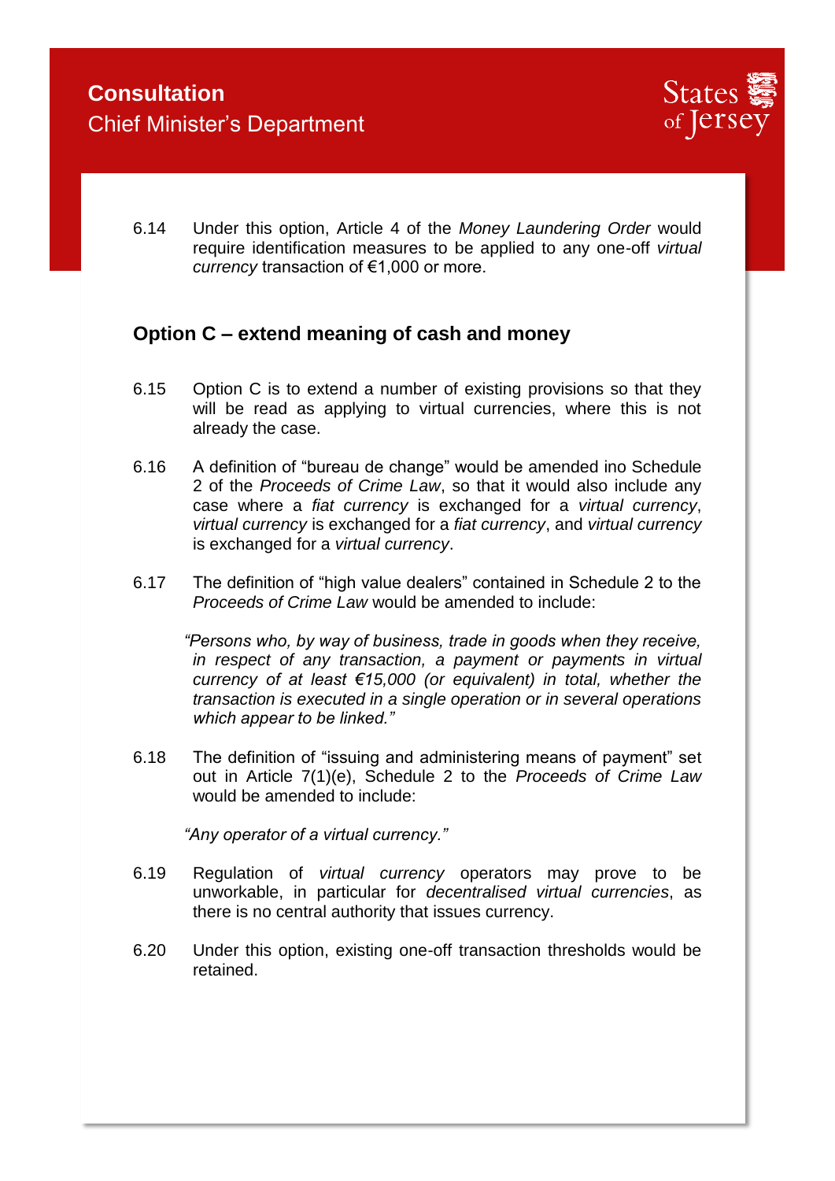6.14 Under this option, Article 4 of the *Money Laundering Order* would require identification measures to be applied to any one-off *virtual currency* transaction of €1,000 or more.

## Option C – extend meaning of cash and money

6.15 Option C is to extend a number of existing provisions so that they will be read as applying to virtual currencies, where this is not already the case.

6.16 A definition of "bureau de change" would be amended ino Schedule 2 of the *Proceeds of Crime Law*, so that it would also include any case where a *fiat currency* is exchanged for a *virtual currency*, *virtual currency* is exchanged for a *fiat currency*, and *virtual currency* is exchanged for a *virtual currency*.

6.17 The definition of "high value dealers" contained in Schedule 2 to the *Proceeds of Crime Law* would be amended to include:

> *"Persons who, by way of business, trade in goods when they receive, in respect of any transaction, a payment or payments in virtual currency of at least €15,000 (or equivalent) in total, whether the transaction is executed in a single operation or in several operations which appear to be linked."*

6.18 The definition of "issuing and administering means of payment" set out in Article 7(1)(e), Schedule 2 to the *Proceeds of Crime Law* would be amended to include:

> *"Any operator of a virtual currency."*

6.19 Regulation of *virtual currency* operators may prove to be unworkable, in particular for *decentralised virtual currencies*, as there is no central authority that issues currency.

6.20 Under this option, existing one-off transaction thresholds would be retained.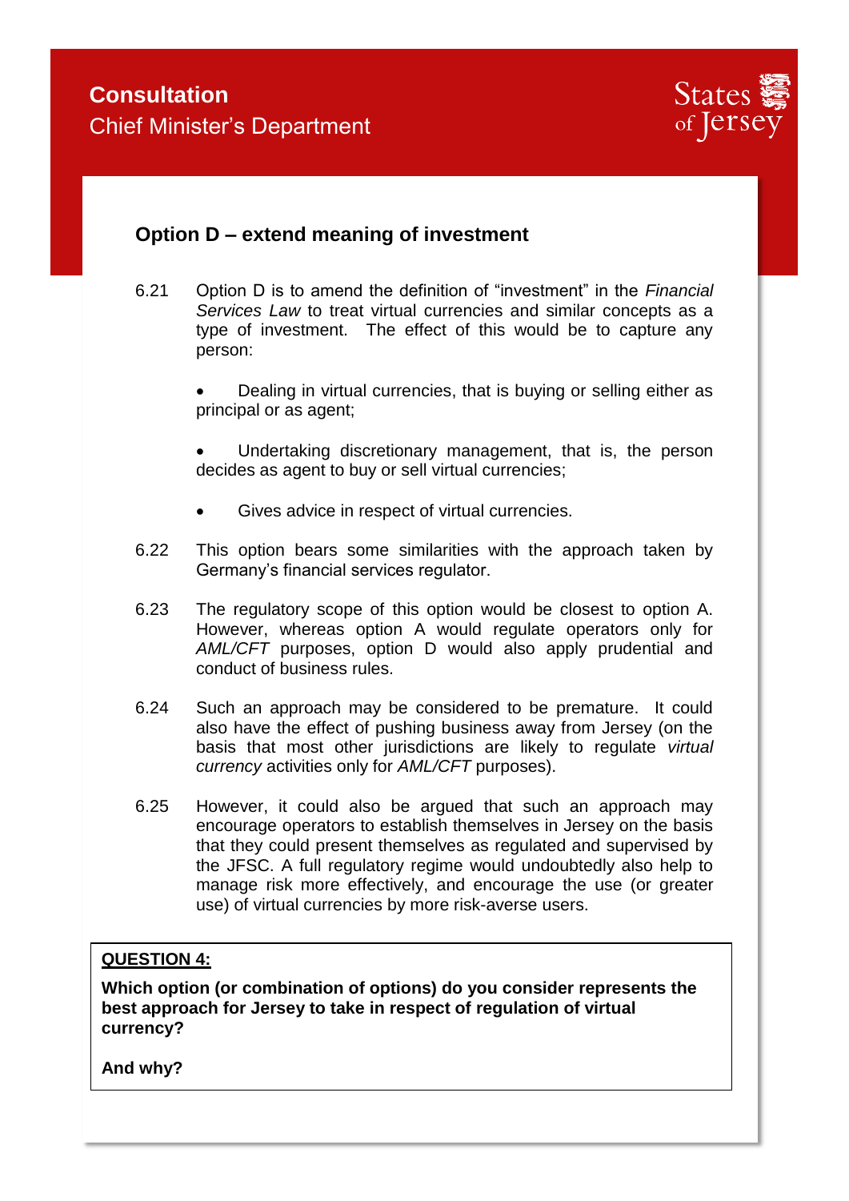## Option D – extend meaning of investment

6.21 Option D is to amend the definition of "investment" in the *Financial Services Law* to treat virtual currencies and similar concepts as a type of investment. The effect of this would be to capture any person:

- Dealing in virtual currencies, that is buying or selling either as principal or as agent;
- Undertaking discretionary management, that is, the person decides as agent to buy or sell virtual currencies;
- Gives advice in respect of virtual currencies.

6.22 This option bears some similarities with the approach taken by Germany's financial services regulator.

6.23 The regulatory scope of this option would be closest to option A. However, whereas option A would regulate operators only for *AML/CFT* purposes, option D would also apply prudential and conduct of business rules.

6.24 Such an approach may be considered to be premature. It could also have the effect of pushing business away from Jersey (on the basis that most other jurisdictions are likely to regulate *virtual currency* activities only for *AML/CFT* purposes).

6.25 However, it could also be argued that such an approach may encourage operators to establish themselves in Jersey on the basis that they could present themselves as regulated and supervised by the JFSC. A full regulatory regime would undoubtedly also help to manage risk more effectively, and encourage the use (or greater use) of virtual currencies by more risk-averse users.

**QUESTION 4:**

**Which option (or combination of options) do you consider represents the best approach for Jersey to take in respect of regulation of virtual currency?**

**And why?**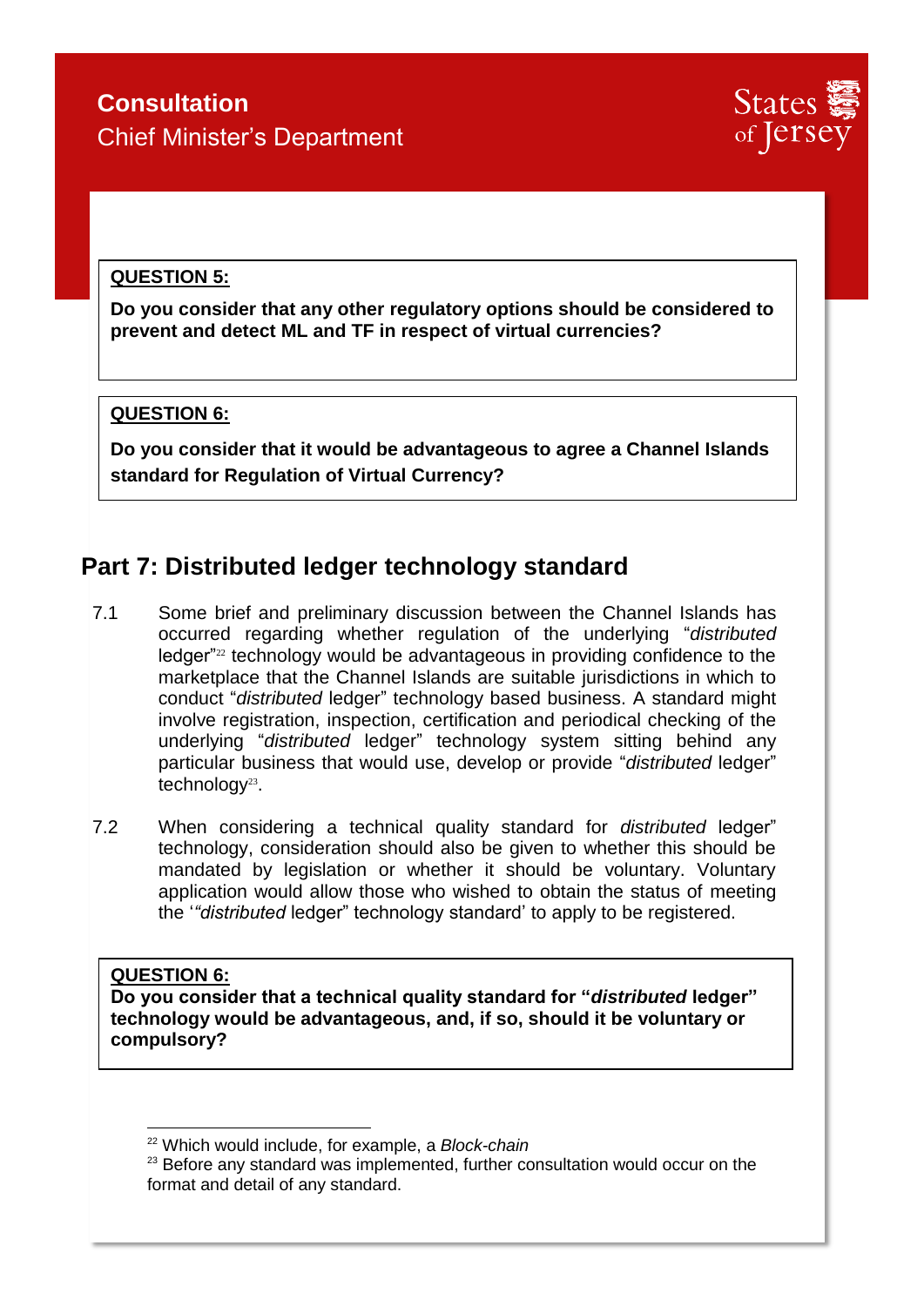**QUESTION 5:**

**Do you consider that any other regulatory options should be considered to prevent and detect ML and TF in respect of virtual currencies?**

**QUESTION 6:**

**Do you consider that it would be advantageous to agree a Channel Islands standard for Regulation of Virtual Currency?**

## Part 7: Distributed ledger technology standard

7.1 Some brief and preliminary discussion between the Channel Islands has occurred regarding whether regulation of the underlying "*distributed* ledger"[22] technology would be advantageous in providing confidence to the marketplace that the Channel Islands are suitable jurisdictions in which to conduct "*distributed* ledger" technology based business. A standard might involve registration, inspection, certification and periodical checking of the underlying "*distributed* ledger" technology system sitting behind any particular business that would use, develop or provide "*distributed* ledger" technology[23].

7.2 When considering a technical quality standard for *distributed* ledger" technology, consideration should also be given to whether this should be mandated by legislation or whether it should be voluntary. Voluntary application would allow those who wished to obtain the status of meeting the '"*distributed* ledger" technology standard' to apply to be registered.

**QUESTION 6:**
**Do you consider that a technical quality standard for "*distributed* ledger" technology would be advantageous, and, if so, should it be voluntary or compulsory?**

---

[22] Which would include, for example, a *Block-chain*

[23] Before any standard was implemented, further consultation would occur on the format and detail of any standard.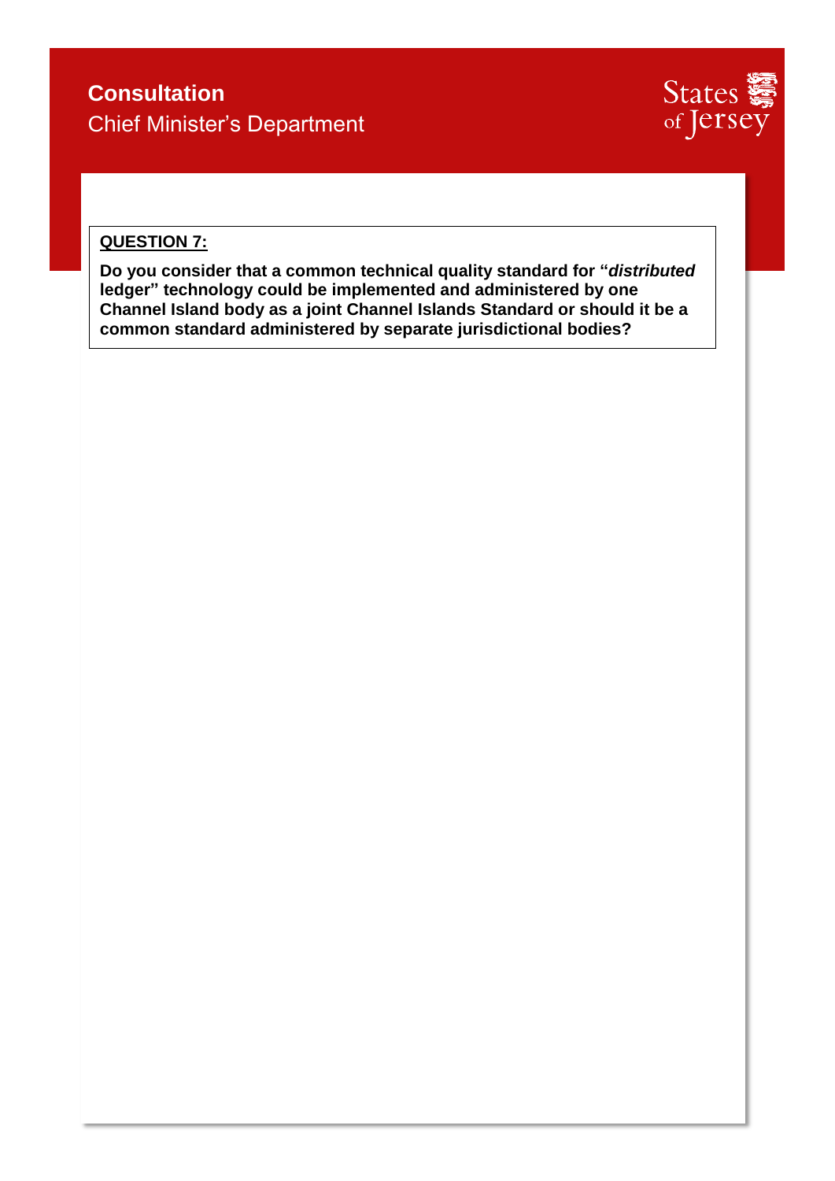**QUESTION 7:**

**Do you consider that a common technical quality standard for "*distributed* ledger" technology could be implemented and administered by one Channel Island body as a joint Channel Islands Standard or should it be a common standard administered by separate jurisdictional bodies?**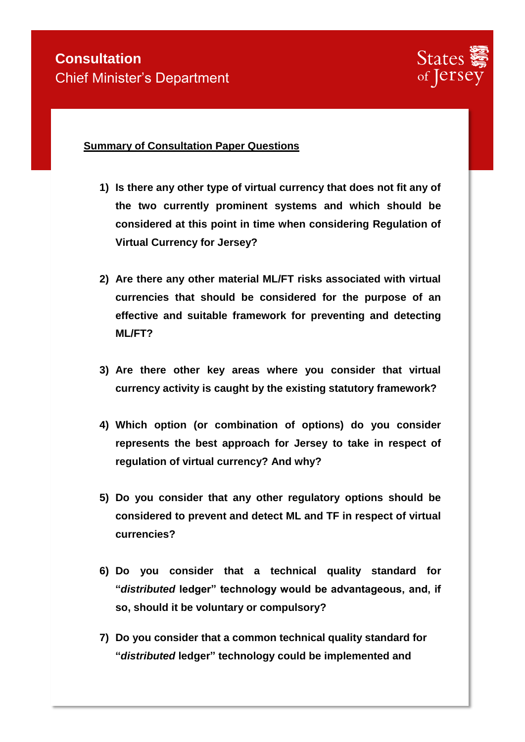**Summary of Consultation Paper Questions**

1) **Is there any other type of virtual currency that does not fit any of the two currently prominent systems and which should be considered at this point in time when considering Regulation of Virtual Currency for Jersey?**

2) **Are there any other material ML/FT risks associated with virtual currencies that should be considered for the purpose of an effective and suitable framework for preventing and detecting ML/FT?**

3) **Are there other key areas where you consider that virtual currency activity is caught by the existing statutory framework?**

4) **Which option (or combination of options) do you consider represents the best approach for Jersey to take in respect of regulation of virtual currency? And why?**

5) **Do you consider that any other regulatory options should be considered to prevent and detect ML and TF in respect of virtual currencies?**

6) **Do you consider that a technical quality standard for "*distributed* ledger" technology would be advantageous, and, if so, should it be voluntary or compulsory?**

7) **Do you consider that a common technical quality standard for "*distributed* ledger" technology could be implemented and**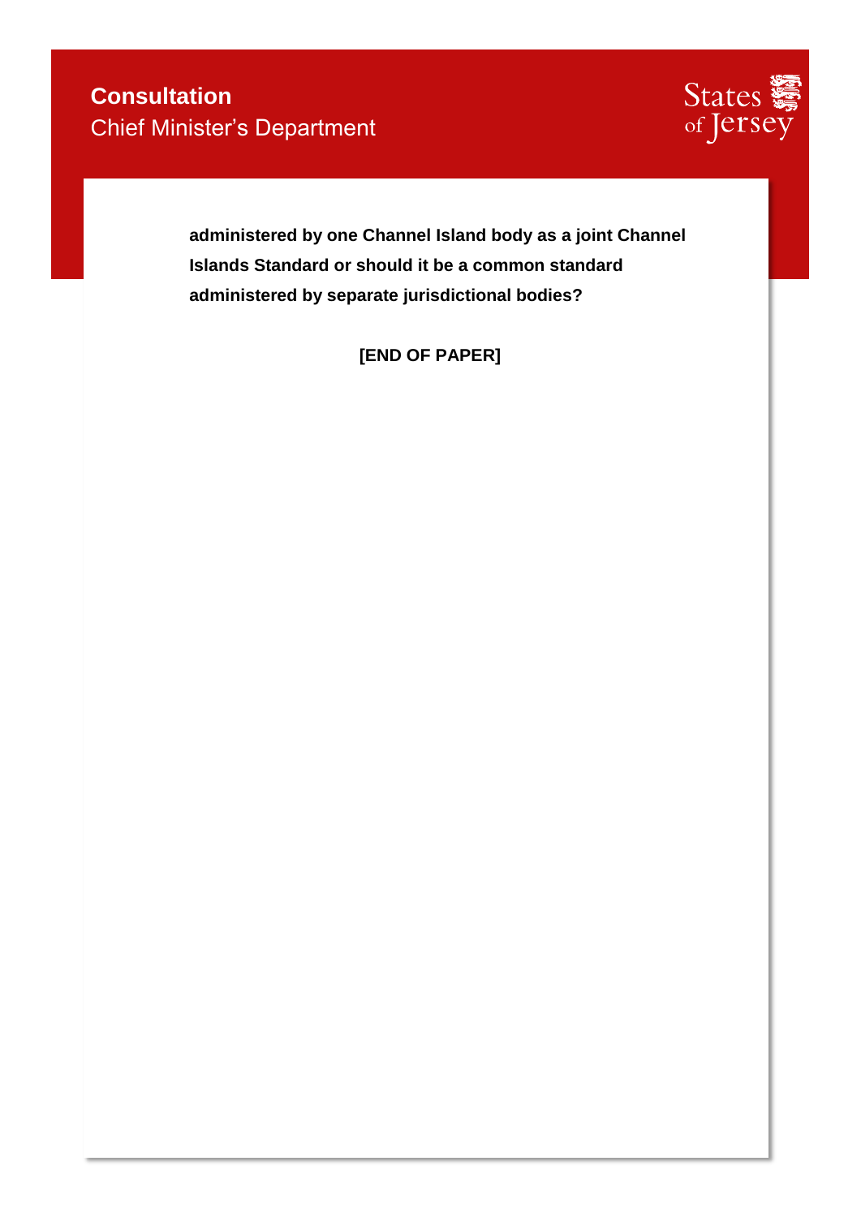**administered by one Channel Island body as a joint Channel Islands Standard or should it be a common standard administered by separate jurisdictional bodies?**

**[END OF PAPER]**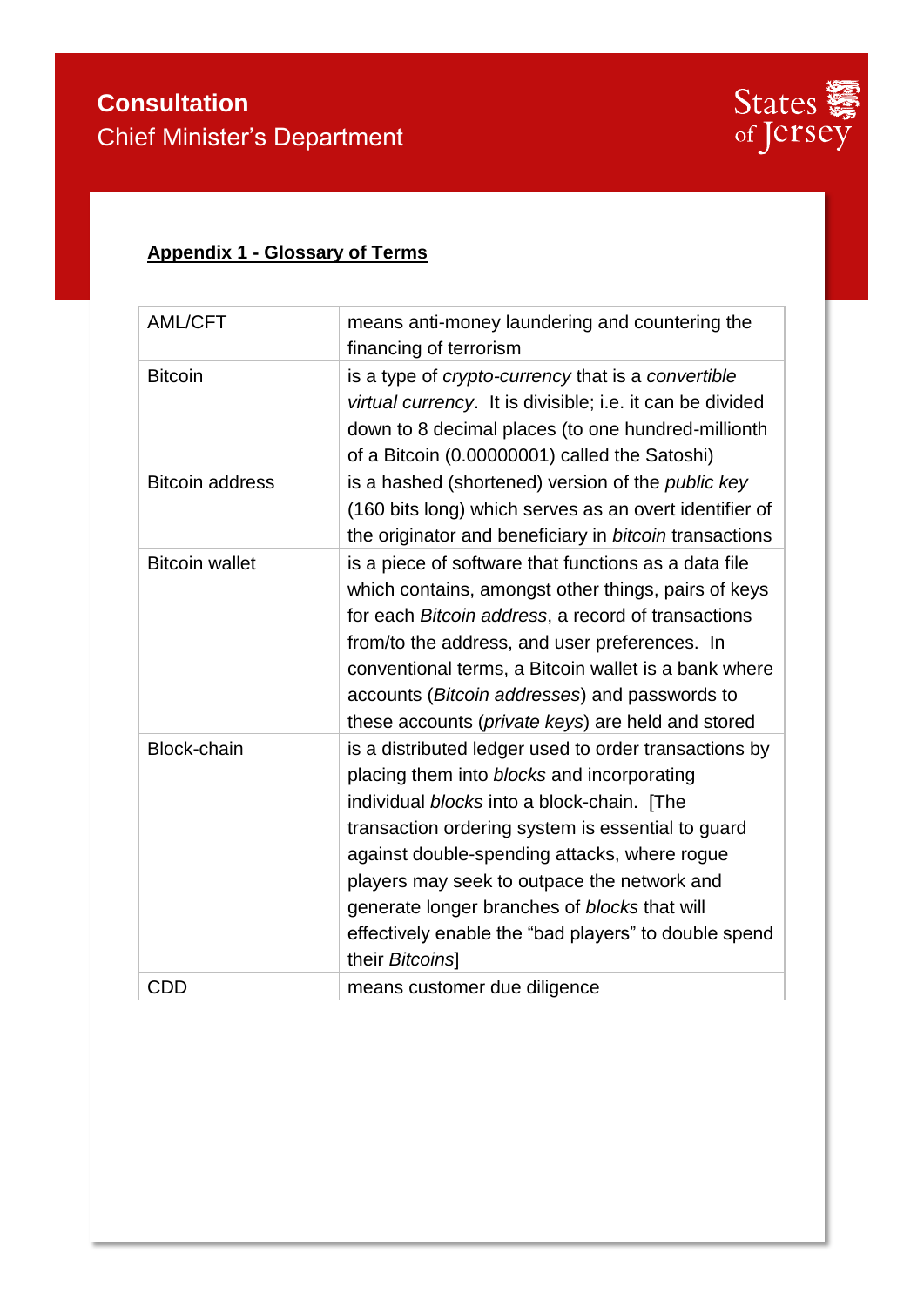## Appendix 1 - Glossary of Terms

| | |
|---|---|
| AML/CFT | means anti-money laundering and countering the financing of terrorism |
| Bitcoin | is a type of *crypto-currency* that is a *convertible virtual currency*. It is divisible; i.e. it can be divided down to 8 decimal places (to one hundred-millionth of a Bitcoin (0.00000001) called the Satoshi) |
| Bitcoin address | is a hashed (shortened) version of the *public key* (160 bits long) which serves as an overt identifier of the originator and beneficiary in *bitcoin* transactions |
| Bitcoin wallet | is a piece of software that functions as a data file which contains, amongst other things, pairs of keys for each *Bitcoin address*, a record of transactions from/to the address, and user preferences. In conventional terms, a Bitcoin wallet is a bank where accounts (*Bitcoin addresses*) and passwords to these accounts (*private keys*) are held and stored |
| Block-chain | is a distributed ledger used to order transactions by placing them into *blocks* and incorporating individual *blocks* into a block-chain. [The transaction ordering system is essential to guard against double-spending attacks, where rogue players may seek to outpace the network and generate longer branches of *blocks* that will effectively enable the "bad players" to double spend their *Bitcoins*] |
| CDD | means customer due diligence |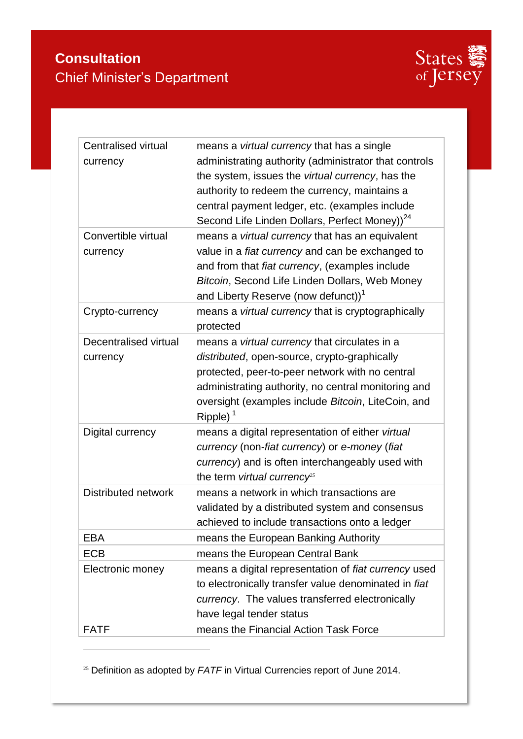| | |
|---|---|
| Centralised virtual currency | means a *virtual currency* that has a single administrating authority (administrator that controls the system, issues the *virtual currency*, has the authority to redeem the currency, maintains a central payment ledger, etc. (examples include Second Life Linden Dollars, Perfect Money))[24] |
| Convertible virtual currency | means a *virtual currency* that has an equivalent value in a *fiat currency* and can be exchanged to and from that *fiat currency*, (examples include *Bitcoin*, Second Life Linden Dollars, Web Money and Liberty Reserve (now defunct))[1] |
| Crypto-currency | means a *virtual currency* that is cryptographically protected |
| Decentralised virtual currency | means a *virtual currency* that circulates in a *distributed*, open-source, crypto-graphically protected, peer-to-peer network with no central administrating authority, no central monitoring and oversight (examples include *Bitcoin*, LiteCoin, and Ripple) [1] |
| Digital currency | means a digital representation of either *virtual currency* (non-*fiat currency*) or *e-money* (*fiat currency*) and is often interchangeably used with the term *virtual currency*[25] |
| Distributed network | means a network in which transactions are validated by a distributed system and consensus achieved to include transactions onto a ledger |
| EBA | means the European Banking Authority |
| ECB | means the European Central Bank |
| Electronic money | means a digital representation of *fiat currency* used to electronically transfer value denominated in *fiat currency*. The values transferred electronically have legal tender status |
| FATF | means the Financial Action Task Force |

[25] Definition as adopted by *FATF* in Virtual Currencies report of June 2014.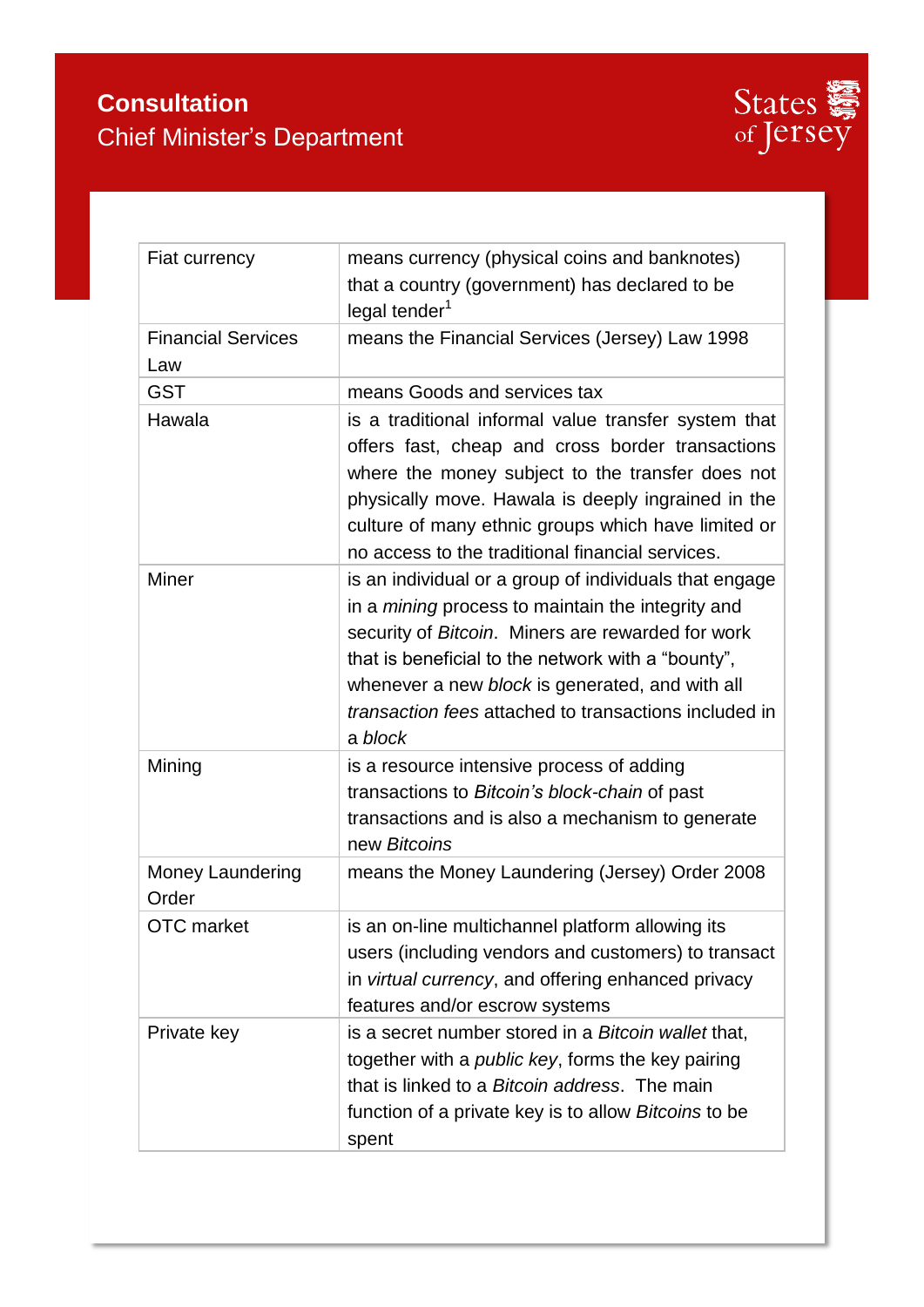| | |
|---|---|
| Fiat currency | means currency (physical coins and banknotes) that a country (government) has declared to be legal tender[1] |
| Financial Services Law | means the Financial Services (Jersey) Law 1998 |
| GST | means Goods and services tax |
| Hawala | is a traditional informal value transfer system that offers fast, cheap and cross border transactions where the money subject to the transfer does not physically move. Hawala is deeply ingrained in the culture of many ethnic groups which have limited or no access to the traditional financial services. |
| Miner | is an individual or a group of individuals that engage in a *mining* process to maintain the integrity and security of *Bitcoin*. Miners are rewarded for work that is beneficial to the network with a "bounty", whenever a new *block* is generated, and with all *transaction fees* attached to transactions included in a *block* |
| Mining | is a resource intensive process of adding transactions to *Bitcoin's block-chain* of past transactions and is also a mechanism to generate new *Bitcoins* |
| Money Laundering Order | means the Money Laundering (Jersey) Order 2008 |
| OTC market | is an on-line multichannel platform allowing its users (including vendors and customers) to transact in *virtual currency*, and offering enhanced privacy features and/or escrow systems |
| Private key | is a secret number stored in a *Bitcoin wallet* that, together with a *public key*, forms the key pairing that is linked to a *Bitcoin address*. The main function of a private key is to allow *Bitcoins* to be spent |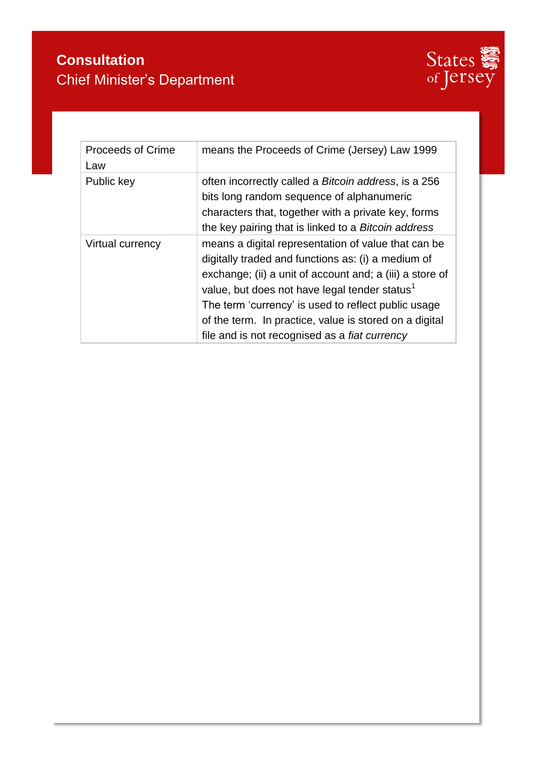| | |
|---|---|
| Proceeds of Crime Law | means the Proceeds of Crime (Jersey) Law 1999 |
| Public key | often incorrectly called a *Bitcoin address*, is a 256 bits long random sequence of alphanumeric characters that, together with a private key, forms the key pairing that is linked to a *Bitcoin address* |
| Virtual currency | means a digital representation of value that can be digitally traded and functions as: (i) a medium of exchange; (ii) a unit of account and; a (iii) a store of value, but does not have legal tender status[1] The term 'currency' is used to reflect public usage of the term. In practice, value is stored on a digital file and is not recognised as a *fiat currency* |